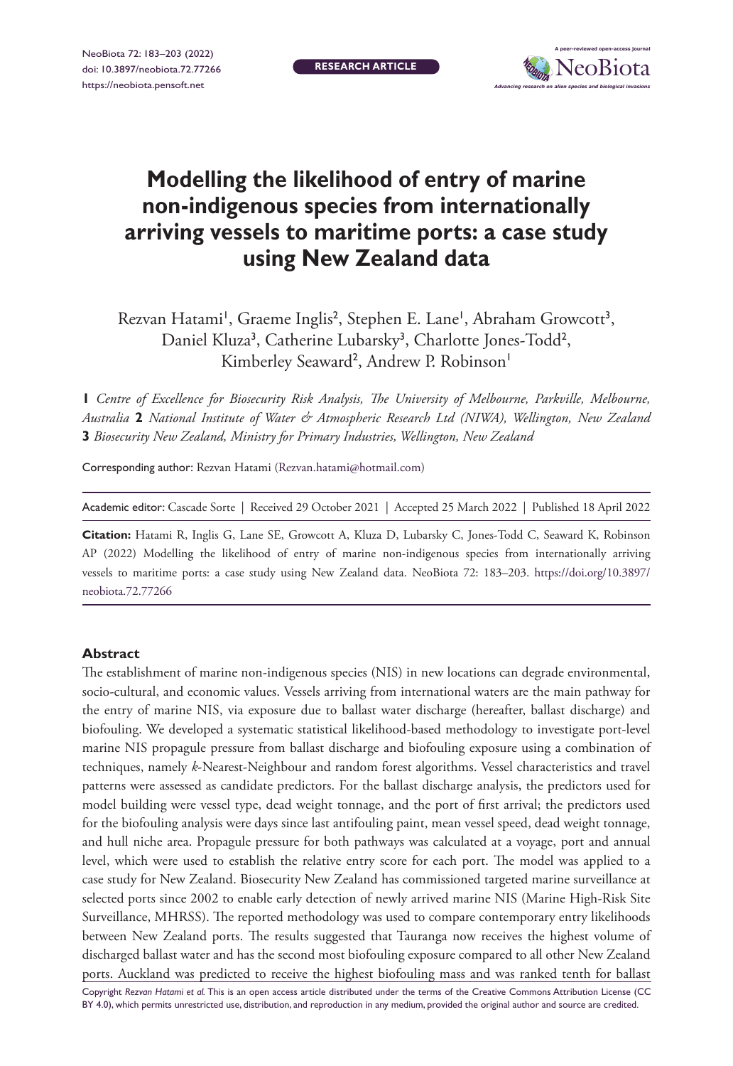RESEARCH ARTICLE

# Modelling the likelihood of entry of marine non-indigenous species from internationally arriving vessels to maritime ports: a case study using New Zealand data

Rezvan Hatami[1], Graeme Inglis[2], Stephen E. Lane[1], Abraham Growcott[3], Daniel Kluza[3], Catherine Lubarsky[3], Charlotte Jones-Todd[2], Kimberley Seaward[2], Andrew P. Robinson[1]

**1** *Centre of Excellence for Biosecurity Risk Analysis, The University of Melbourne, Parkville, Melbourne, Australia* **2** *National Institute of Water & Atmospheric Research Ltd (NIWA), Wellington, New Zealand* **3** *Biosecurity New Zealand, Ministry for Primary Industries, Wellington, New Zealand*

Corresponding author: Rezvan Hatami (Rezvan.hatami@hotmail.com)

Academic editor: Cascade Sorte | Received 29 October 2021 | Accepted 25 March 2022 | Published 18 April 2022

**Citation:** Hatami R, Inglis G, Lane SE, Growcott A, Kluza D, Lubarsky C, Jones-Todd C, Seaward K, Robinson AP (2022) Modelling the likelihood of entry of marine non-indigenous species from internationally arriving vessels to maritime ports: a case study using New Zealand data. NeoBiota 72: 183–203. https://doi.org/10.3897/neobiota.72.77266

## Abstract

The establishment of marine non-indigenous species (NIS) in new locations can degrade environmental, socio-cultural, and economic values. Vessels arriving from international waters are the main pathway for the entry of marine NIS, via exposure due to ballast water discharge (hereafter, ballast discharge) and biofouling. We developed a systematic statistical likelihood-based methodology to investigate port-level marine NIS propagule pressure from ballast discharge and biofouling exposure using a combination of techniques, namely *k*-Nearest-Neighbour and random forest algorithms. Vessel characteristics and travel patterns were assessed as candidate predictors. For the ballast discharge analysis, the predictors used for model building were vessel type, dead weight tonnage, and the port of first arrival; the predictors used for the biofouling analysis were days since last antifouling paint, mean vessel speed, dead weight tonnage, and hull niche area. Propagule pressure for both pathways was calculated at a voyage, port and annual level, which were used to establish the relative entry score for each port. The model was applied to a case study for New Zealand. Biosecurity New Zealand has commissioned targeted marine surveillance at selected ports since 2002 to enable early detection of newly arrived marine NIS (Marine High-Risk Site Surveillance, MHRSS). The reported methodology was used to compare contemporary entry likelihoods between New Zealand ports. The results suggested that Tauranga now receives the highest volume of discharged ballast water and has the second most biofouling exposure compared to all other New Zealand ports. Auckland was predicted to receive the highest biofouling mass and was ranked tenth for ballast

Copyright *Rezvan Hatami et al.* This is an open access article distributed under the terms of the Creative Commons Attribution License (CC BY 4.0), which permits unrestricted use, distribution, and reproduction in any medium, provided the original author and source are credited.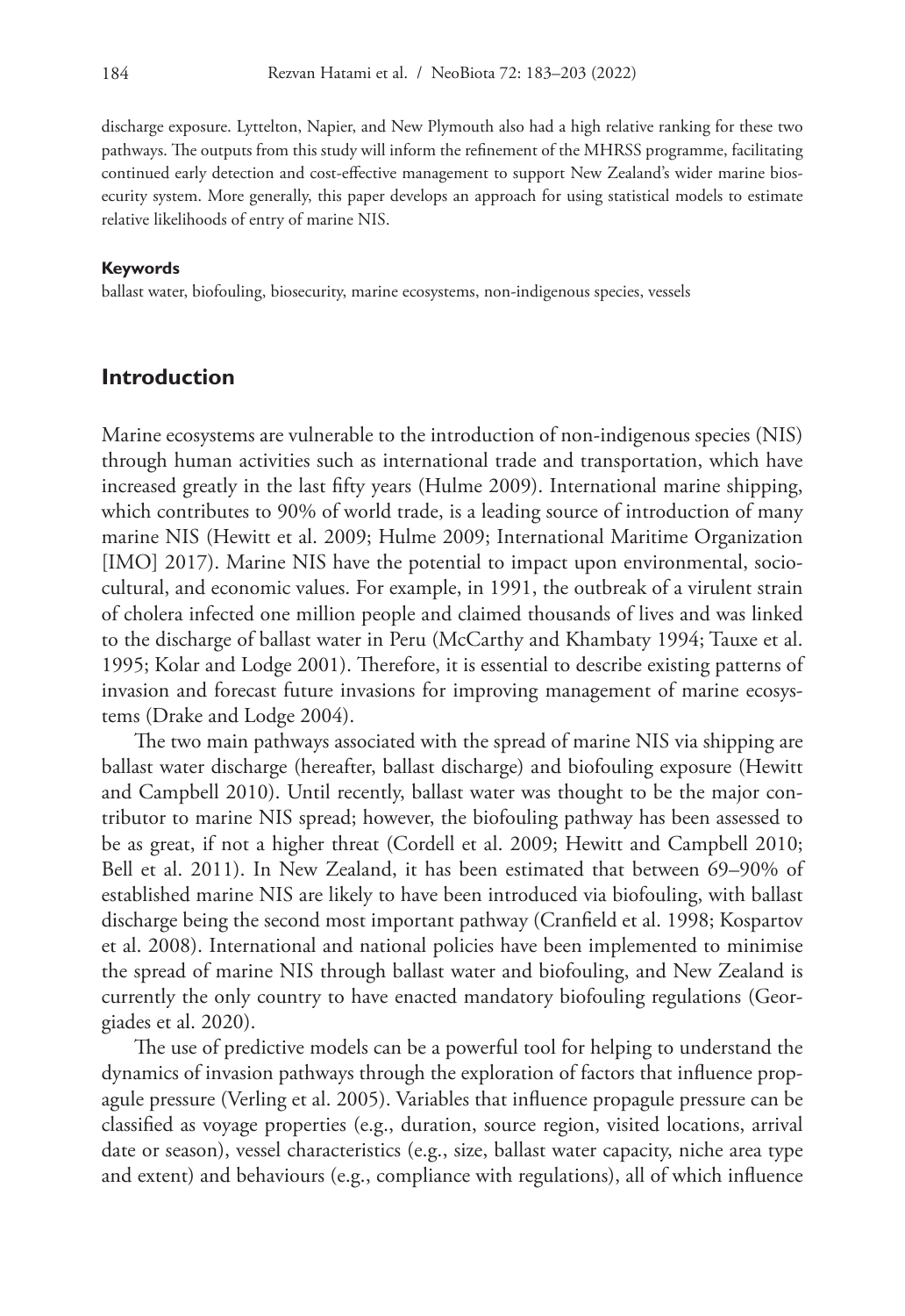discharge exposure. Lyttelton, Napier, and New Plymouth also had a high relative ranking for these two pathways. The outputs from this study will inform the refinement of the MHRSS programme, facilitating continued early detection and cost-effective management to support New Zealand's wider marine biosecurity system. More generally, this paper develops an approach for using statistical models to estimate relative likelihoods of entry of marine NIS.

#### Keywords

ballast water, biofouling, biosecurity, marine ecosystems, non-indigenous species, vessels

## Introduction

Marine ecosystems are vulnerable to the introduction of non-indigenous species (NIS) through human activities such as international trade and transportation, which have increased greatly in the last fifty years (Hulme 2009). International marine shipping, which contributes to 90% of world trade, is a leading source of introduction of many marine NIS (Hewitt et al. 2009; Hulme 2009; International Maritime Organization [IMO] 2017). Marine NIS have the potential to impact upon environmental, socio-cultural, and economic values. For example, in 1991, the outbreak of a virulent strain of cholera infected one million people and claimed thousands of lives and was linked to the discharge of ballast water in Peru (McCarthy and Khambaty 1994; Tauxe et al. 1995; Kolar and Lodge 2001). Therefore, it is essential to describe existing patterns of invasion and forecast future invasions for improving management of marine ecosystems (Drake and Lodge 2004).

The two main pathways associated with the spread of marine NIS via shipping are ballast water discharge (hereafter, ballast discharge) and biofouling exposure (Hewitt and Campbell 2010). Until recently, ballast water was thought to be the major contributor to marine NIS spread; however, the biofouling pathway has been assessed to be as great, if not a higher threat (Cordell et al. 2009; Hewitt and Campbell 2010; Bell et al. 2011). In New Zealand, it has been estimated that between 69–90% of established marine NIS are likely to have been introduced via biofouling, with ballast discharge being the second most important pathway (Cranfield et al. 1998; Kospartov et al. 2008). International and national policies have been implemented to minimise the spread of marine NIS through ballast water and biofouling, and New Zealand is currently the only country to have enacted mandatory biofouling regulations (Georgiades et al. 2020).

The use of predictive models can be a powerful tool for helping to understand the dynamics of invasion pathways through the exploration of factors that influence propagule pressure (Verling et al. 2005). Variables that influence propagule pressure can be classified as voyage properties (e.g., duration, source region, visited locations, arrival date or season), vessel characteristics (e.g., size, ballast water capacity, niche area type and extent) and behaviours (e.g., compliance with regulations), all of which influence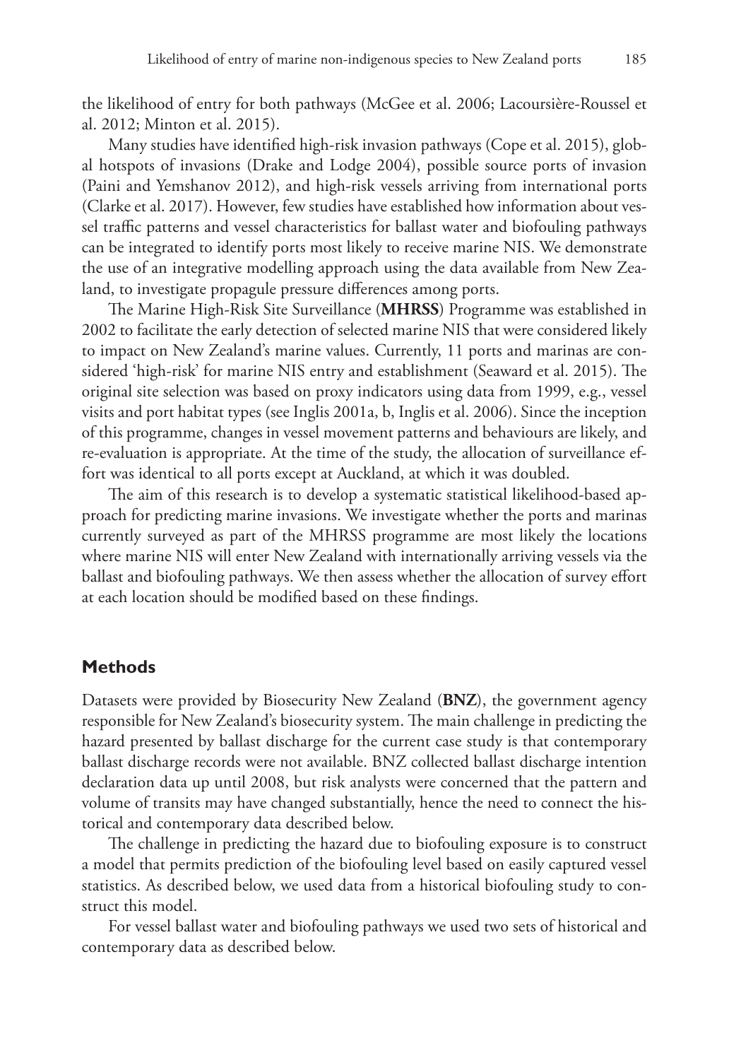the likelihood of entry for both pathways (McGee et al. 2006; Lacoursière-Roussel et al. 2012; Minton et al. 2015).

Many studies have identified high-risk invasion pathways (Cope et al. 2015), global hotspots of invasions (Drake and Lodge 2004), possible source ports of invasion (Paini and Yemshanov 2012), and high-risk vessels arriving from international ports (Clarke et al. 2017). However, few studies have established how information about vessel traffic patterns and vessel characteristics for ballast water and biofouling pathways can be integrated to identify ports most likely to receive marine NIS. We demonstrate the use of an integrative modelling approach using the data available from New Zealand, to investigate propagule pressure differences among ports.

The Marine High-Risk Site Surveillance (**MHRSS**) Programme was established in 2002 to facilitate the early detection of selected marine NIS that were considered likely to impact on New Zealand's marine values. Currently, 11 ports and marinas are considered 'high-risk' for marine NIS entry and establishment (Seaward et al. 2015). The original site selection was based on proxy indicators using data from 1999, e.g., vessel visits and port habitat types (see Inglis 2001a, b, Inglis et al. 2006). Since the inception of this programme, changes in vessel movement patterns and behaviours are likely, and re-evaluation is appropriate. At the time of the study, the allocation of surveillance effort was identical to all ports except at Auckland, at which it was doubled.

The aim of this research is to develop a systematic statistical likelihood-based approach for predicting marine invasions. We investigate whether the ports and marinas currently surveyed as part of the MHRSS programme are most likely the locations where marine NIS will enter New Zealand with internationally arriving vessels via the ballast and biofouling pathways. We then assess whether the allocation of survey effort at each location should be modified based on these findings.

## Methods

Datasets were provided by Biosecurity New Zealand (**BNZ**), the government agency responsible for New Zealand's biosecurity system. The main challenge in predicting the hazard presented by ballast discharge for the current case study is that contemporary ballast discharge records were not available. BNZ collected ballast discharge intention declaration data up until 2008, but risk analysts were concerned that the pattern and volume of transits may have changed substantially, hence the need to connect the historical and contemporary data described below.

The challenge in predicting the hazard due to biofouling exposure is to construct a model that permits prediction of the biofouling level based on easily captured vessel statistics. As described below, we used data from a historical biofouling study to construct this model.

For vessel ballast water and biofouling pathways we used two sets of historical and contemporary data as described below.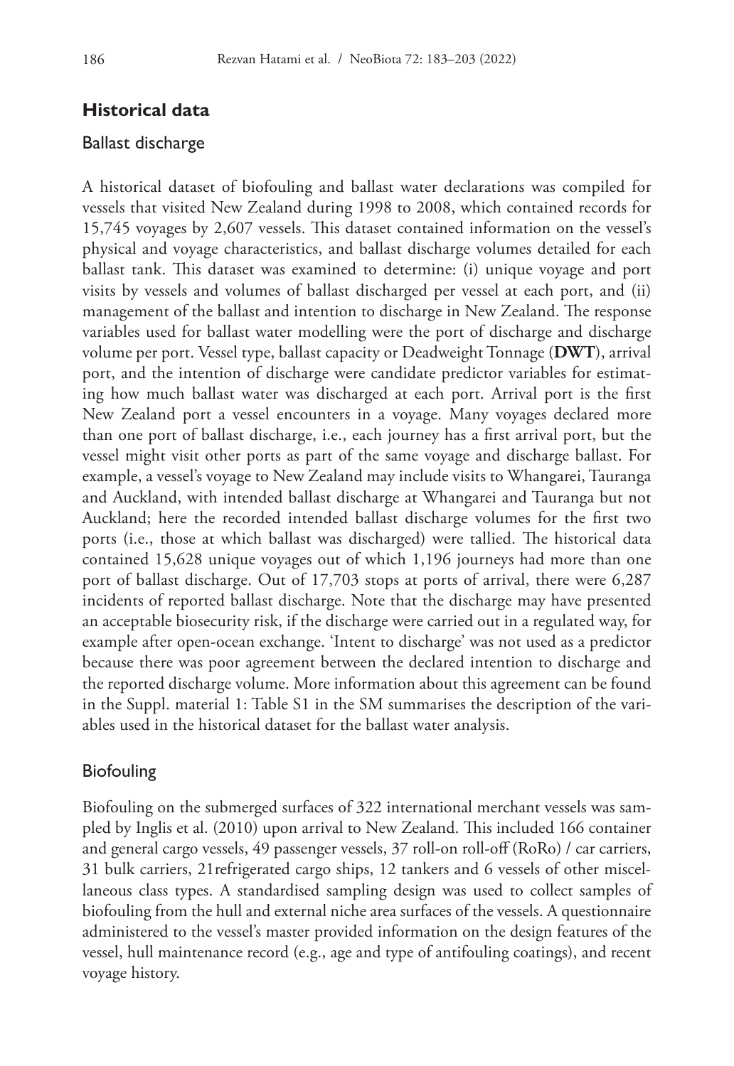## Historical data

### Ballast discharge

A historical dataset of biofouling and ballast water declarations was compiled for vessels that visited New Zealand during 1998 to 2008, which contained records for 15,745 voyages by 2,607 vessels. This dataset contained information on the vessel's physical and voyage characteristics, and ballast discharge volumes detailed for each ballast tank. This dataset was examined to determine: (i) unique voyage and port visits by vessels and volumes of ballast discharged per vessel at each port, and (ii) management of the ballast and intention to discharge in New Zealand. The response variables used for ballast water modelling were the port of discharge and discharge volume per port. Vessel type, ballast capacity or Deadweight Tonnage (**DWT**), arrival port, and the intention of discharge were candidate predictor variables for estimating how much ballast water was discharged at each port. Arrival port is the first New Zealand port a vessel encounters in a voyage. Many voyages declared more than one port of ballast discharge, i.e., each journey has a first arrival port, but the vessel might visit other ports as part of the same voyage and discharge ballast. For example, a vessel's voyage to New Zealand may include visits to Whangarei, Tauranga and Auckland, with intended ballast discharge at Whangarei and Tauranga but not Auckland; here the recorded intended ballast discharge volumes for the first two ports (i.e., those at which ballast was discharged) were tallied. The historical data contained 15,628 unique voyages out of which 1,196 journeys had more than one port of ballast discharge. Out of 17,703 stops at ports of arrival, there were 6,287 incidents of reported ballast discharge. Note that the discharge may have presented an acceptable biosecurity risk, if the discharge were carried out in a regulated way, for example after open-ocean exchange. 'Intent to discharge' was not used as a predictor because there was poor agreement between the declared intention to discharge and the reported discharge volume. More information about this agreement can be found in the Suppl. material 1: Table S1 in the SM summarises the description of the variables used in the historical dataset for the ballast water analysis.

### Biofouling

Biofouling on the submerged surfaces of 322 international merchant vessels was sampled by Inglis et al. (2010) upon arrival to New Zealand. This included 166 container and general cargo vessels, 49 passenger vessels, 37 roll-on roll-off (RoRo) / car carriers, 31 bulk carriers, 21refrigerated cargo ships, 12 tankers and 6 vessels of other miscellaneous class types. A standardised sampling design was used to collect samples of biofouling from the hull and external niche area surfaces of the vessels. A questionnaire administered to the vessel's master provided information on the design features of the vessel, hull maintenance record (e.g., age and type of antifouling coatings), and recent voyage history.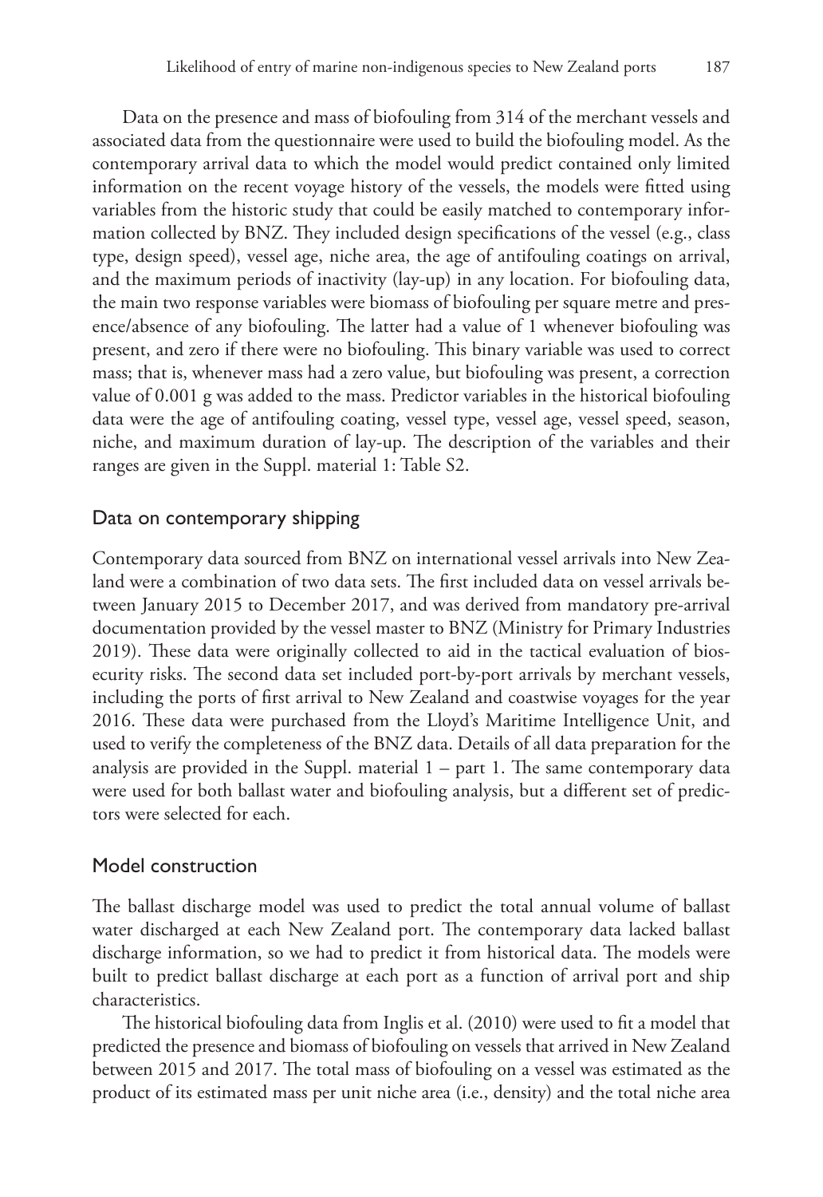Data on the presence and mass of biofouling from 314 of the merchant vessels and associated data from the questionnaire were used to build the biofouling model. As the contemporary arrival data to which the model would predict contained only limited information on the recent voyage history of the vessels, the models were fitted using variables from the historic study that could be easily matched to contemporary information collected by BNZ. They included design specifications of the vessel (e.g., class type, design speed), vessel age, niche area, the age of antifouling coatings on arrival, and the maximum periods of inactivity (lay-up) in any location. For biofouling data, the main two response variables were biomass of biofouling per square metre and presence/absence of any biofouling. The latter had a value of 1 whenever biofouling was present, and zero if there were no biofouling. This binary variable was used to correct mass; that is, whenever mass had a zero value, but biofouling was present, a correction value of 0.001 g was added to the mass. Predictor variables in the historical biofouling data were the age of antifouling coating, vessel type, vessel age, vessel speed, season, niche, and maximum duration of lay-up. The description of the variables and their ranges are given in the Suppl. material 1: Table S2.

## Data on contemporary shipping

Contemporary data sourced from BNZ on international vessel arrivals into New Zealand were a combination of two data sets. The first included data on vessel arrivals between January 2015 to December 2017, and was derived from mandatory pre-arrival documentation provided by the vessel master to BNZ (Ministry for Primary Industries 2019). These data were originally collected to aid in the tactical evaluation of biosecurity risks. The second data set included port-by-port arrivals by merchant vessels, including the ports of first arrival to New Zealand and coastwise voyages for the year 2016. These data were purchased from the Lloyd's Maritime Intelligence Unit, and used to verify the completeness of the BNZ data. Details of all data preparation for the analysis are provided in the Suppl. material 1 – part 1. The same contemporary data were used for both ballast water and biofouling analysis, but a different set of predictors were selected for each.

## Model construction

The ballast discharge model was used to predict the total annual volume of ballast water discharged at each New Zealand port. The contemporary data lacked ballast discharge information, so we had to predict it from historical data. The models were built to predict ballast discharge at each port as a function of arrival port and ship characteristics.

The historical biofouling data from Inglis et al. (2010) were used to fit a model that predicted the presence and biomass of biofouling on vessels that arrived in New Zealand between 2015 and 2017. The total mass of biofouling on a vessel was estimated as the product of its estimated mass per unit niche area (i.e., density) and the total niche area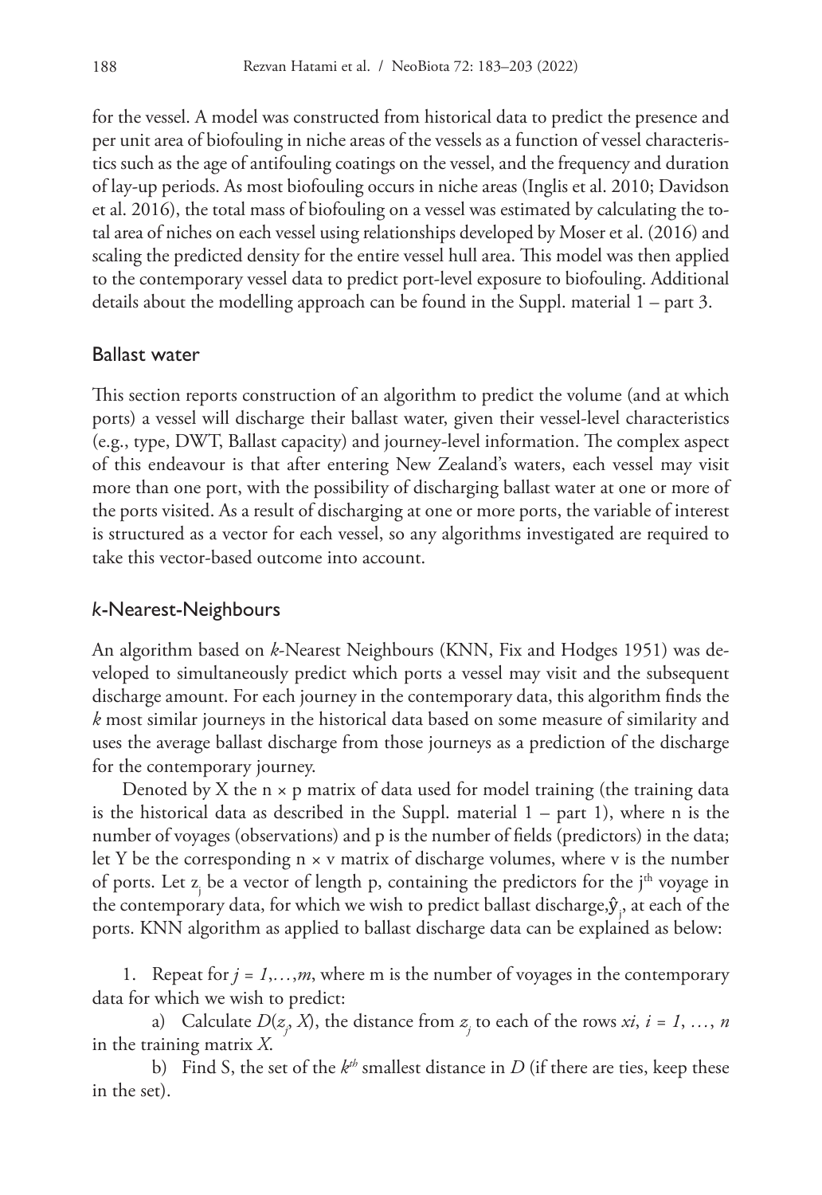for the vessel. A model was constructed from historical data to predict the presence and per unit area of biofouling in niche areas of the vessels as a function of vessel characteristics such as the age of antifouling coatings on the vessel, and the frequency and duration of lay-up periods. As most biofouling occurs in niche areas (Inglis et al. 2010; Davidson et al. 2016), the total mass of biofouling on a vessel was estimated by calculating the total area of niches on each vessel using relationships developed by Moser et al. (2016) and scaling the predicted density for the entire vessel hull area. This model was then applied to the contemporary vessel data to predict port-level exposure to biofouling. Additional details about the modelling approach can be found in the Suppl. material 1 – part 3.

## Ballast water

This section reports construction of an algorithm to predict the volume (and at which ports) a vessel will discharge their ballast water, given their vessel-level characteristics (e.g., type, DWT, Ballast capacity) and journey-level information. The complex aspect of this endeavour is that after entering New Zealand's waters, each vessel may visit more than one port, with the possibility of discharging ballast water at one or more of the ports visited. As a result of discharging at one or more ports, the variable of interest is structured as a vector for each vessel, so any algorithms investigated are required to take this vector-based outcome into account.

## *k*-Nearest-Neighbours

An algorithm based on *k*-Nearest Neighbours (KNN, Fix and Hodges 1951) was developed to simultaneously predict which ports a vessel may visit and the subsequent discharge amount. For each journey in the contemporary data, this algorithm finds the *k* most similar journeys in the historical data based on some measure of similarity and uses the average ballast discharge from those journeys as a prediction of the discharge for the contemporary journey.

Denoted by X the $n \times p$ matrix of data used for model training (the training data is the historical data as described in the Suppl. material 1 – part 1), where n is the number of voyages (observations) and p is the number of fields (predictors) in the data; let Y be the corresponding $n \times v$ matrix of discharge volumes, where v is the number of ports. Let $z_j$ be a vector of length p, containing the predictors for the $j^{th}$ voyage in the contemporary data, for which we wish to predict ballast discharge, $\hat{y}_j$, at each of the ports. KNN algorithm as applied to ballast discharge data can be explained as below:

1. Repeat for $j = 1,\ldots,m$, where m is the number of voyages in the contemporary data for which we wish to predict:

   a) Calculate $D(z_j, X)$, the distance from $z_j$ to each of the rows $xi$, $i = 1, \ldots, n$ in the training matrix $X$.

   b) Find S, the set of the $k^{th}$ smallest distance in $D$ (if there are ties, keep these in the set).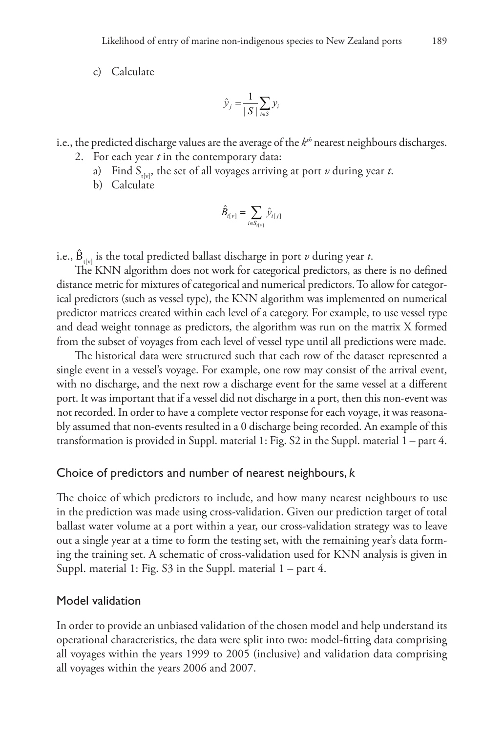c) Calculate

$$\hat{y}_j = \frac{1}{|S|}\sum_{i \in S} y_i$$

i.e., the predicted discharge values are the average of the $k^{th}$ nearest neighbours discharges.

2. For each year $t$ in the contemporary data:
   a) Find $S_{t[v]}$, the set of all voyages arriving at port $v$ during year $t$.
   b) Calculate

$$\hat{B}_{t[v]} = \sum_{i \in S_{t[v]}} \hat{y}_{t[j]}$$

i.e., $\hat{B}_{t[v]}$ is the total predicted ballast discharge in port $v$ during year $t$.

The KNN algorithm does not work for categorical predictors, as there is no defined distance metric for mixtures of categorical and numerical predictors. To allow for categorical predictors (such as vessel type), the KNN algorithm was implemented on numerical predictor matrices created within each level of a category. For example, to use vessel type and dead weight tonnage as predictors, the algorithm was run on the matrix X formed from the subset of voyages from each level of vessel type until all predictions were made.

The historical data were structured such that each row of the dataset represented a single event in a vessel's voyage. For example, one row may consist of the arrival event, with no discharge, and the next row a discharge event for the same vessel at a different port. It was important that if a vessel did not discharge in a port, then this non-event was not recorded. In order to have a complete vector response for each voyage, it was reasonably assumed that non-events resulted in a 0 discharge being recorded. An example of this transformation is provided in Suppl. material 1: Fig. S2 in the Suppl. material 1 – part 4.

## Choice of predictors and number of nearest neighbours, *k*

The choice of which predictors to include, and how many nearest neighbours to use in the prediction was made using cross-validation. Given our prediction target of total ballast water volume at a port within a year, our cross-validation strategy was to leave out a single year at a time to form the testing set, with the remaining year's data forming the training set. A schematic of cross-validation used for KNN analysis is given in Suppl. material 1: Fig. S3 in the Suppl. material 1 – part 4.

## Model validation

In order to provide an unbiased validation of the chosen model and help understand its operational characteristics, the data were split into two: model-fitting data comprising all voyages within the years 1999 to 2005 (inclusive) and validation data comprising all voyages within the years 2006 and 2007.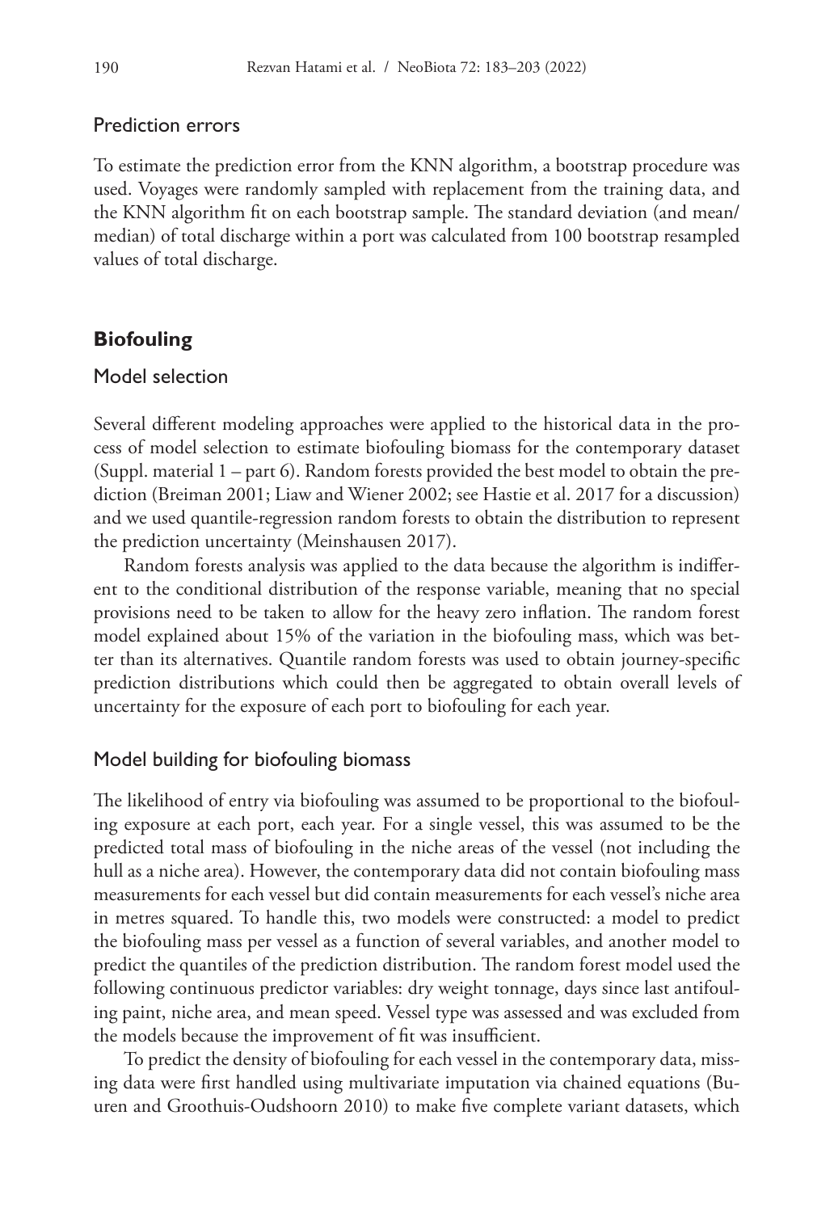### Prediction errors

To estimate the prediction error from the KNN algorithm, a bootstrap procedure was used. Voyages were randomly sampled with replacement from the training data, and the KNN algorithm fit on each bootstrap sample. The standard deviation (and mean/median) of total discharge within a port was calculated from 100 bootstrap resampled values of total discharge.

## Biofouling

### Model selection

Several different modeling approaches were applied to the historical data in the process of model selection to estimate biofouling biomass for the contemporary dataset (Suppl. material 1 – part 6). Random forests provided the best model to obtain the prediction (Breiman 2001; Liaw and Wiener 2002; see Hastie et al. 2017 for a discussion) and we used quantile-regression random forests to obtain the distribution to represent the prediction uncertainty (Meinshausen 2017).

Random forests analysis was applied to the data because the algorithm is indifferent to the conditional distribution of the response variable, meaning that no special provisions need to be taken to allow for the heavy zero inflation. The random forest model explained about 15% of the variation in the biofouling mass, which was better than its alternatives. Quantile random forests was used to obtain journey-specific prediction distributions which could then be aggregated to obtain overall levels of uncertainty for the exposure of each port to biofouling for each year.

### Model building for biofouling biomass

The likelihood of entry via biofouling was assumed to be proportional to the biofouling exposure at each port, each year. For a single vessel, this was assumed to be the predicted total mass of biofouling in the niche areas of the vessel (not including the hull as a niche area). However, the contemporary data did not contain biofouling mass measurements for each vessel but did contain measurements for each vessel's niche area in metres squared. To handle this, two models were constructed: a model to predict the biofouling mass per vessel as a function of several variables, and another model to predict the quantiles of the prediction distribution. The random forest model used the following continuous predictor variables: dry weight tonnage, days since last antifouling paint, niche area, and mean speed. Vessel type was assessed and was excluded from the models because the improvement of fit was insufficient.

To predict the density of biofouling for each vessel in the contemporary data, missing data were first handled using multivariate imputation via chained equations (Buuren and Groothuis-Oudshoorn 2010) to make five complete variant datasets, which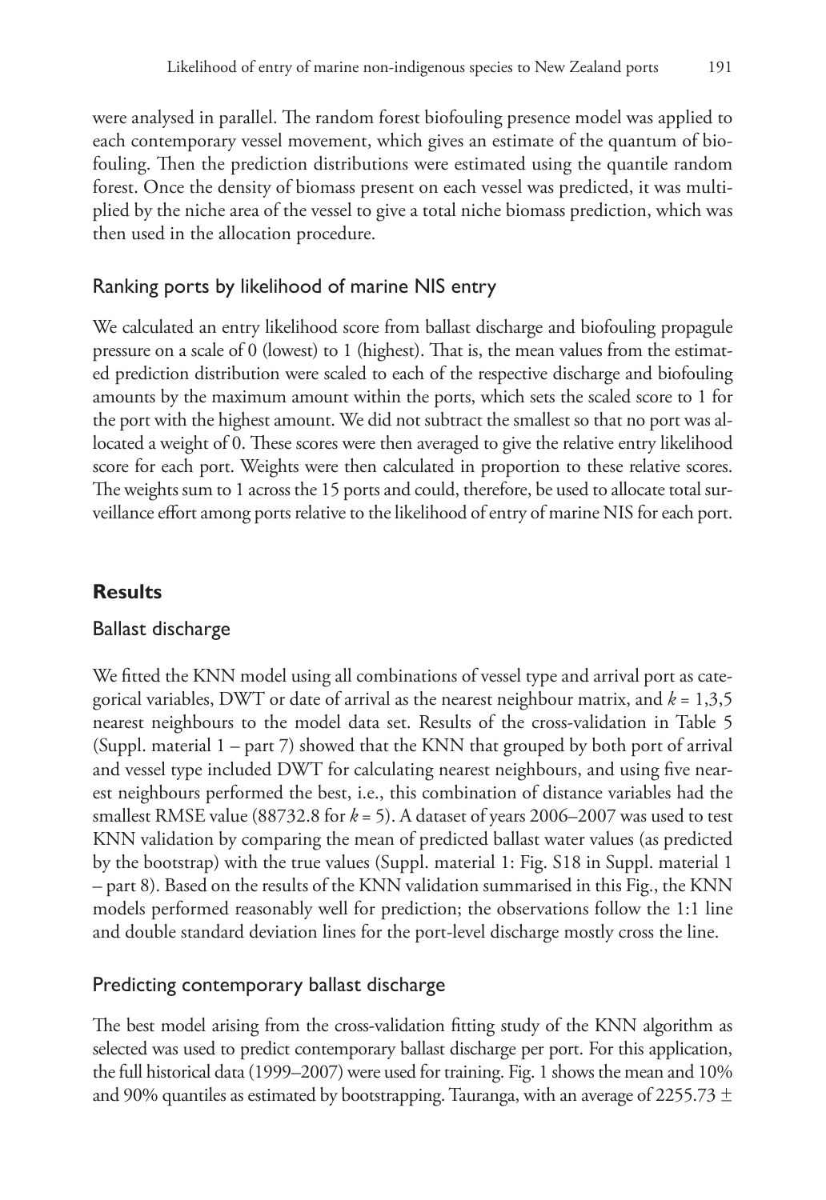were analysed in parallel. The random forest biofouling presence model was applied to each contemporary vessel movement, which gives an estimate of the quantum of biofouling. Then the prediction distributions were estimated using the quantile random forest. Once the density of biomass present on each vessel was predicted, it was multiplied by the niche area of the vessel to give a total niche biomass prediction, which was then used in the allocation procedure.

### Ranking ports by likelihood of marine NIS entry

We calculated an entry likelihood score from ballast discharge and biofouling propagule pressure on a scale of 0 (lowest) to 1 (highest). That is, the mean values from the estimated prediction distribution were scaled to each of the respective discharge and biofouling amounts by the maximum amount within the ports, which sets the scaled score to 1 for the port with the highest amount. We did not subtract the smallest so that no port was allocated a weight of 0. These scores were then averaged to give the relative entry likelihood score for each port. Weights were then calculated in proportion to these relative scores. The weights sum to 1 across the 15 ports and could, therefore, be used to allocate total surveillance effort among ports relative to the likelihood of entry of marine NIS for each port.

## Results

### Ballast discharge

We fitted the KNN model using all combinations of vessel type and arrival port as categorical variables, DWT or date of arrival as the nearest neighbour matrix, and $k = 1,3,5$ nearest neighbours to the model data set. Results of the cross-validation in Table 5 (Suppl. material 1 – part 7) showed that the KNN that grouped by both port of arrival and vessel type included DWT for calculating nearest neighbours, and using five nearest neighbours performed the best, i.e., this combination of distance variables had the smallest RMSE value (88732.8 for $k = 5$). A dataset of years 2006–2007 was used to test KNN validation by comparing the mean of predicted ballast water values (as predicted by the bootstrap) with the true values (Suppl. material 1: Fig. S18 in Suppl. material 1 – part 8). Based on the results of the KNN validation summarised in this Fig., the KNN models performed reasonably well for prediction; the observations follow the 1:1 line and double standard deviation lines for the port-level discharge mostly cross the line.

### Predicting contemporary ballast discharge

The best model arising from the cross-validation fitting study of the KNN algorithm as selected was used to predict contemporary ballast discharge per port. For this application, the full historical data (1999–2007) were used for training. Fig. 1 shows the mean and 10% and 90% quantiles as estimated by bootstrapping. Tauranga, with an average of 2255.73 ±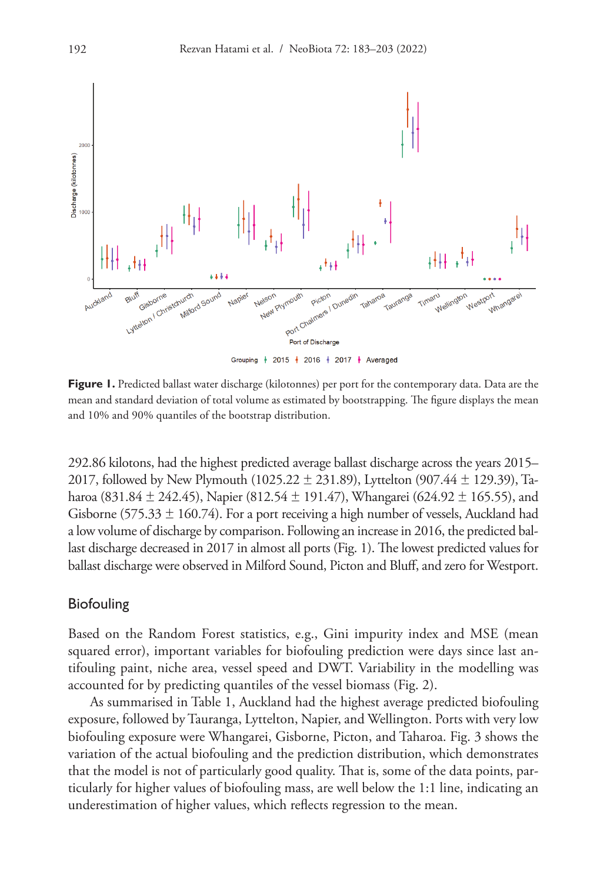**Figure 1.** Predicted ballast water discharge (kilotonnes) per port for the contemporary data. Data are the mean and standard deviation of total volume as estimated by bootstrapping. The figure displays the mean and 10% and 90% quantiles of the bootstrap distribution.

292.86 kilotons, had the highest predicted average ballast discharge across the years 2015–2017, followed by New Plymouth (1025.22 ± 231.89), Lyttelton (907.44 ± 129.39), Taharoa (831.84 ± 242.45), Napier (812.54 ± 191.47), Whangarei (624.92 ± 165.55), and Gisborne (575.33 ± 160.74). For a port receiving a high number of vessels, Auckland had a low volume of discharge by comparison. Following an increase in 2016, the predicted ballast discharge decreased in 2017 in almost all ports (Fig. 1). The lowest predicted values for ballast discharge were observed in Milford Sound, Picton and Bluff, and zero for Westport.

## Biofouling

Based on the Random Forest statistics, e.g., Gini impurity index and MSE (mean squared error), important variables for biofouling prediction were days since last antifouling paint, niche area, vessel speed and DWT. Variability in the modelling was accounted for by predicting quantiles of the vessel biomass (Fig. 2).

As summarised in Table 1, Auckland had the highest average predicted biofouling exposure, followed by Tauranga, Lyttelton, Napier, and Wellington. Ports with very low biofouling exposure were Whangarei, Gisborne, Picton, and Taharoa. Fig. 3 shows the variation of the actual biofouling and the prediction distribution, which demonstrates that the model is not of particularly good quality. That is, some of the data points, particularly for higher values of biofouling mass, are well below the 1:1 line, indicating an underestimation of higher values, which reflects regression to the mean.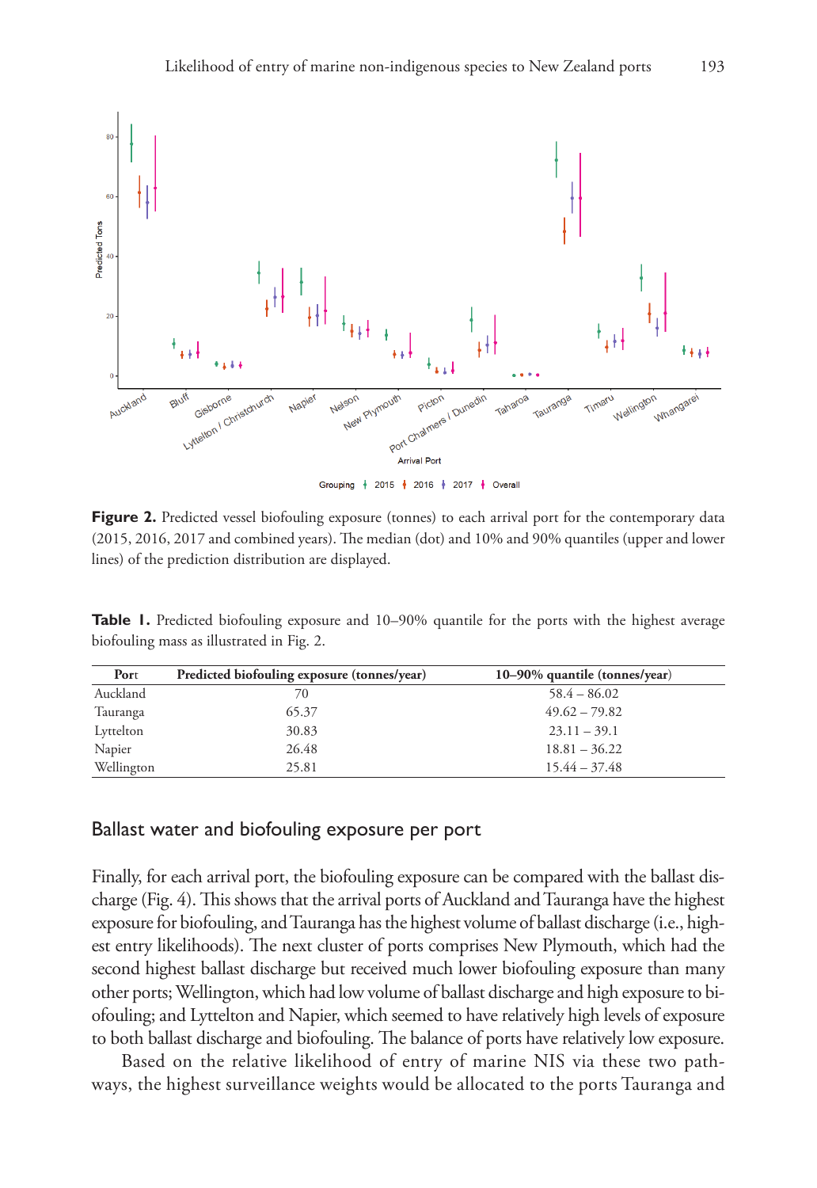**Figure 2.** Predicted vessel biofouling exposure (tonnes) to each arrival port for the contemporary data (2015, 2016, 2017 and combined years). The median (dot) and 10% and 90% quantiles (upper and lower lines) of the prediction distribution are displayed.

**Table 1.** Predicted biofouling exposure and 10–90% quantile for the ports with the highest average biofouling mass as illustrated in Fig. 2.

| Port | Predicted biofouling exposure (tonnes/year) | 10–90% quantile (tonnes/year) |
|---|---|---|
| Auckland | 70 | 58.4 – 86.02 |
| Tauranga | 65.37 | 49.62 – 79.82 |
| Lyttelton | 30.83 | 23.11 – 39.1 |
| Napier | 26.48 | 18.81 – 36.22 |
| Wellington | 25.81 | 15.44 – 37.48 |

## Ballast water and biofouling exposure per port

Finally, for each arrival port, the biofouling exposure can be compared with the ballast discharge (Fig. 4). This shows that the arrival ports of Auckland and Tauranga have the highest exposure for biofouling, and Tauranga has the highest volume of ballast discharge (i.e., highest entry likelihoods). The next cluster of ports comprises New Plymouth, which had the second highest ballast discharge but received much lower biofouling exposure than many other ports; Wellington, which had low volume of ballast discharge and high exposure to biofouling; and Lyttelton and Napier, which seemed to have relatively high levels of exposure to both ballast discharge and biofouling. The balance of ports have relatively low exposure.

Based on the relative likelihood of entry of marine NIS via these two pathways, the highest surveillance weights would be allocated to the ports Tauranga and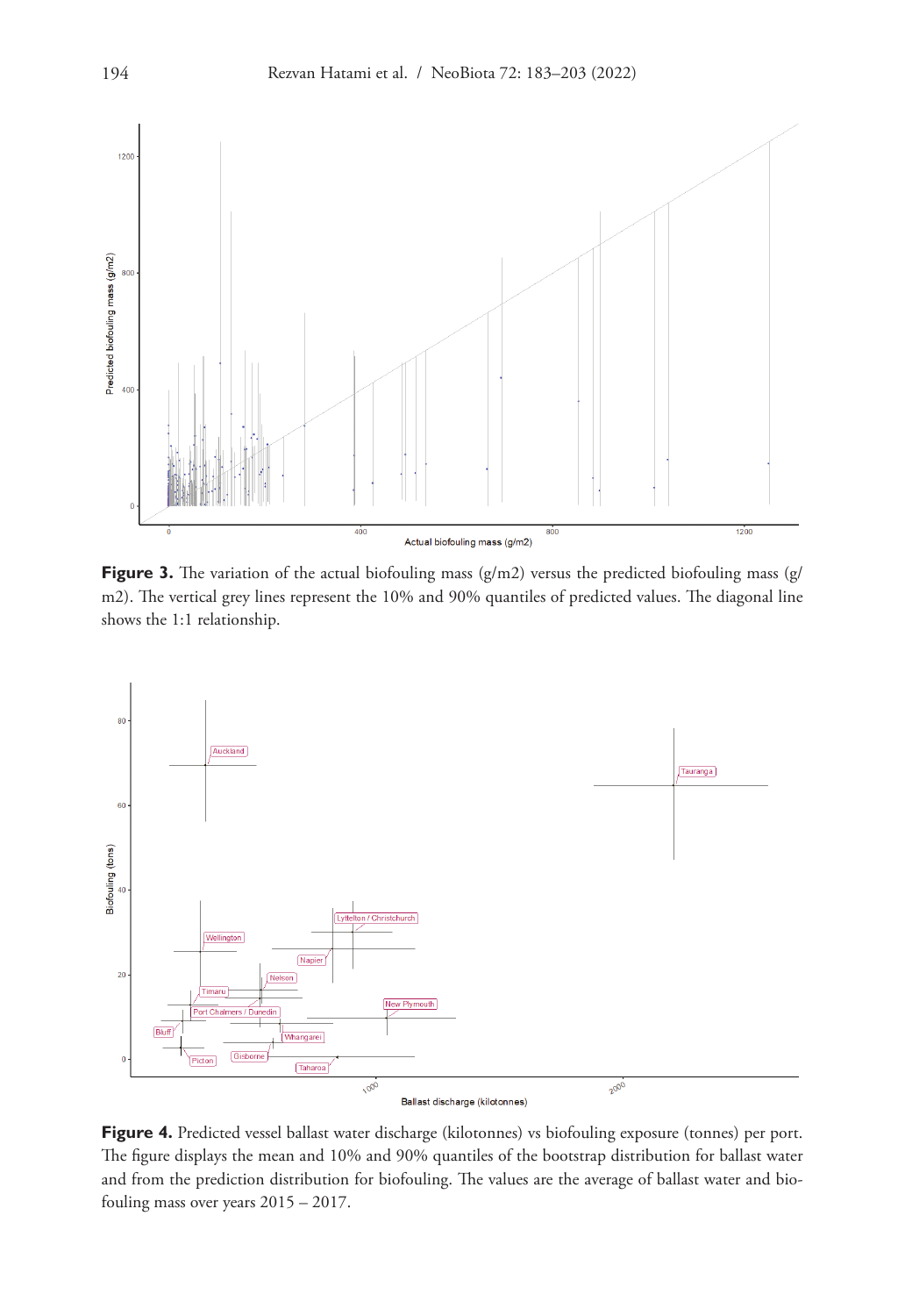**Figure 3.** The variation of the actual biofouling mass (g/m2) versus the predicted biofouling mass (g/m2). The vertical grey lines represent the 10% and 90% quantiles of predicted values. The diagonal line shows the 1:1 relationship.

**Figure 4.** Predicted vessel ballast water discharge (kilotonnes) vs biofouling exposure (tonnes) per port. The figure displays the mean and 10% and 90% quantiles of the bootstrap distribution for ballast water and from the prediction distribution for biofouling. The values are the average of ballast water and biofouling mass over years 2015 – 2017.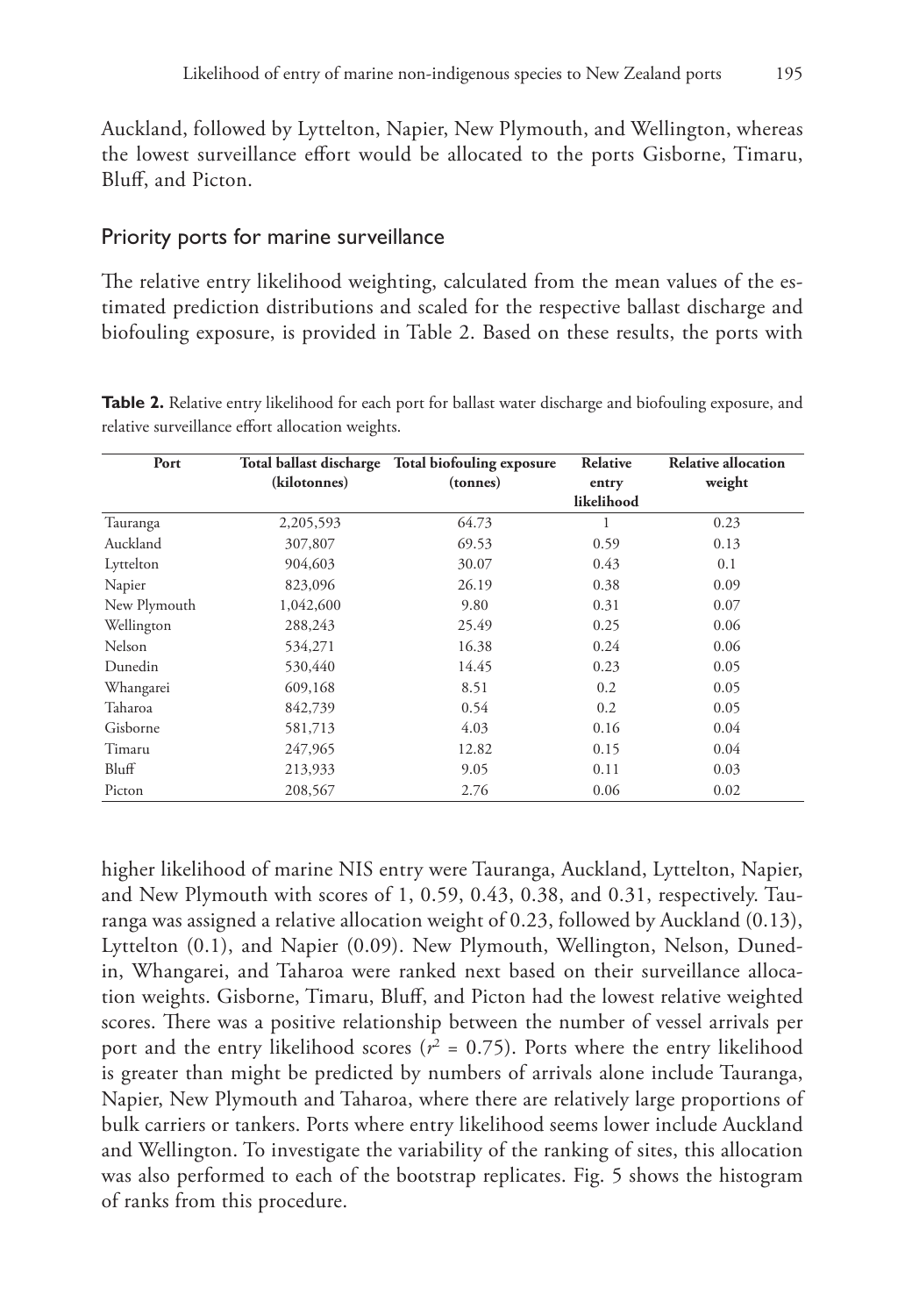Auckland, followed by Lyttelton, Napier, New Plymouth, and Wellington, whereas the lowest surveillance effort would be allocated to the ports Gisborne, Timaru, Bluff, and Picton.

## Priority ports for marine surveillance

The relative entry likelihood weighting, calculated from the mean values of the estimated prediction distributions and scaled for the respective ballast discharge and biofouling exposure, is provided in Table 2. Based on these results, the ports with higher likelihood of marine NIS entry were Tauranga, Auckland, Lyttelton, Napier, and New Plymouth with scores of 1, 0.59, 0.43, 0.38, and 0.31, respectively. Tauranga was assigned a relative allocation weight of 0.23, followed by Auckland (0.13), Lyttelton (0.1), and Napier (0.09). New Plymouth, Wellington, Nelson, Dunedin, Whangarei, and Taharoa were ranked next based on their surveillance allocation weights. Gisborne, Timaru, Bluff, and Picton had the lowest relative weighted scores. There was a positive relationship between the number of vessel arrivals per port and the entry likelihood scores ($r^2$ = 0.75). Ports where the entry likelihood is greater than might be predicted by numbers of arrivals alone include Tauranga, Napier, New Plymouth and Taharoa, where there are relatively large proportions of bulk carriers or tankers. Ports where entry likelihood seems lower include Auckland and Wellington. To investigate the variability of the ranking of sites, this allocation was also performed to each of the bootstrap replicates. Fig. 5 shows the histogram of ranks from this procedure.

**Table 2.** Relative entry likelihood for each port for ballast water discharge and biofouling exposure, and relative surveillance effort allocation weights.

| Port | Total ballast discharge (kilotonnes) | Total biofouling exposure (tonnes) | Relative entry likelihood | Relative allocation weight |
|---|---|---|---|---|
| Tauranga | 2,205,593 | 64.73 | 1 | 0.23 |
| Auckland | 307,807 | 69.53 | 0.59 | 0.13 |
| Lyttelton | 904,603 | 30.07 | 0.43 | 0.1 |
| Napier | 823,096 | 26.19 | 0.38 | 0.09 |
| New Plymouth | 1,042,600 | 9.80 | 0.31 | 0.07 |
| Wellington | 288,243 | 25.49 | 0.25 | 0.06 |
| Nelson | 534,271 | 16.38 | 0.24 | 0.06 |
| Dunedin | 530,440 | 14.45 | 0.23 | 0.05 |
| Whangarei | 609,168 | 8.51 | 0.2 | 0.05 |
| Taharoa | 842,739 | 0.54 | 0.2 | 0.05 |
| Gisborne | 581,713 | 4.03 | 0.16 | 0.04 |
| Timaru | 247,965 | 12.82 | 0.15 | 0.04 |
| Bluff | 213,933 | 9.05 | 0.11 | 0.03 |
| Picton | 208,567 | 2.76 | 0.06 | 0.02 |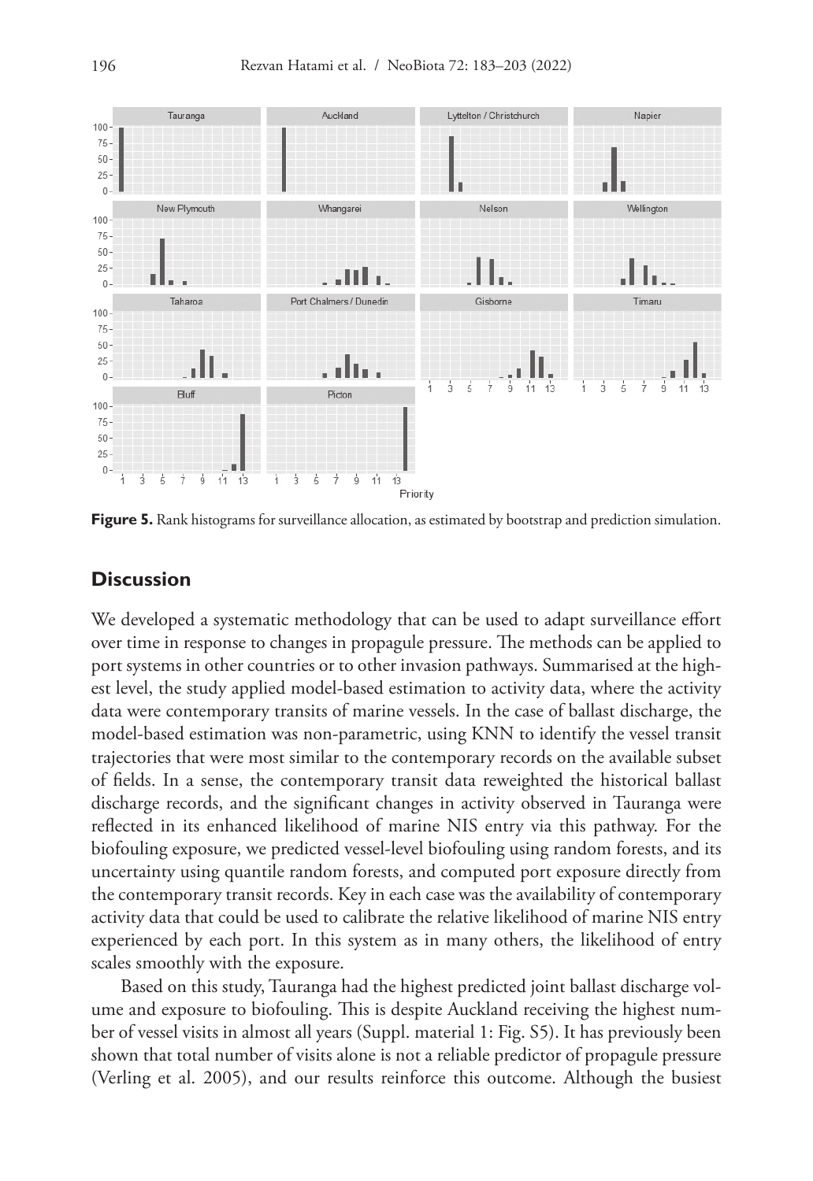**Figure 5.** Rank histograms for surveillance allocation, as estimated by bootstrap and prediction simulation.

## Discussion

We developed a systematic methodology that can be used to adapt surveillance effort over time in response to changes in propagule pressure. The methods can be applied to port systems in other countries or to other invasion pathways. Summarised at the highest level, the study applied model-based estimation to activity data, where the activity data were contemporary transits of marine vessels. In the case of ballast discharge, the model-based estimation was non-parametric, using KNN to identify the vessel transit trajectories that were most similar to the contemporary records on the available subset of fields. In a sense, the contemporary transit data reweighted the historical ballast discharge records, and the significant changes in activity observed in Tauranga were reflected in its enhanced likelihood of marine NIS entry via this pathway. For the biofouling exposure, we predicted vessel-level biofouling using random forests, and its uncertainty using quantile random forests, and computed port exposure directly from the contemporary transit records. Key in each case was the availability of contemporary activity data that could be used to calibrate the relative likelihood of marine NIS entry experienced by each port. In this system as in many others, the likelihood of entry scales smoothly with the exposure.

Based on this study, Tauranga had the highest predicted joint ballast discharge volume and exposure to biofouling. This is despite Auckland receiving the highest number of vessel visits in almost all years (Suppl. material 1: Fig. S5). It has previously been shown that total number of visits alone is not a reliable predictor of propagule pressure (Verling et al. 2005), and our results reinforce this outcome. Although the busiest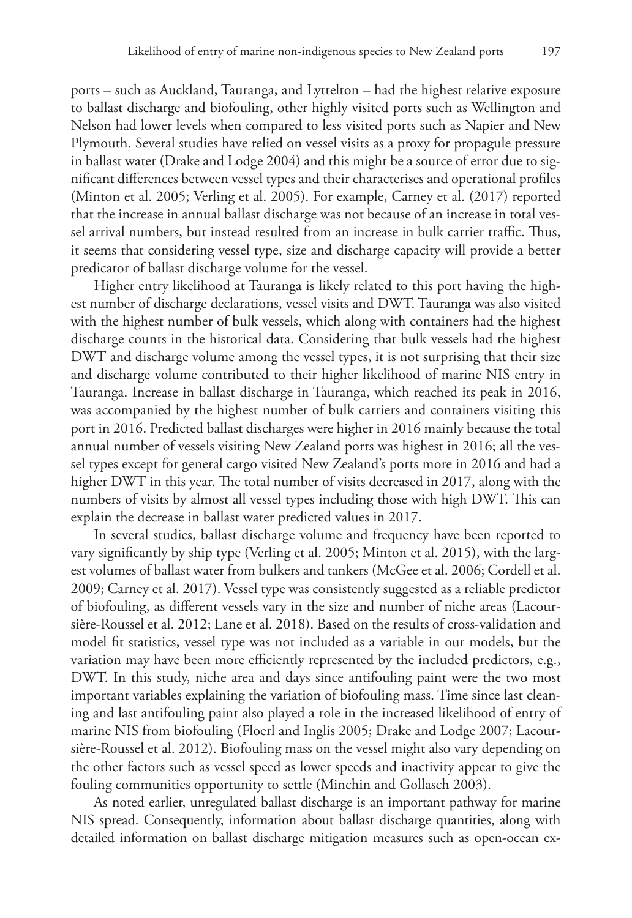ports – such as Auckland, Tauranga, and Lyttelton – had the highest relative exposure to ballast discharge and biofouling, other highly visited ports such as Wellington and Nelson had lower levels when compared to less visited ports such as Napier and New Plymouth. Several studies have relied on vessel visits as a proxy for propagule pressure in ballast water (Drake and Lodge 2004) and this might be a source of error due to significant differences between vessel types and their characterises and operational profiles (Minton et al. 2005; Verling et al. 2005). For example, Carney et al. (2017) reported that the increase in annual ballast discharge was not because of an increase in total vessel arrival numbers, but instead resulted from an increase in bulk carrier traffic. Thus, it seems that considering vessel type, size and discharge capacity will provide a better predicator of ballast discharge volume for the vessel.

Higher entry likelihood at Tauranga is likely related to this port having the highest number of discharge declarations, vessel visits and DWT. Tauranga was also visited with the highest number of bulk vessels, which along with containers had the highest discharge counts in the historical data. Considering that bulk vessels had the highest DWT and discharge volume among the vessel types, it is not surprising that their size and discharge volume contributed to their higher likelihood of marine NIS entry in Tauranga. Increase in ballast discharge in Tauranga, which reached its peak in 2016, was accompanied by the highest number of bulk carriers and containers visiting this port in 2016. Predicted ballast discharges were higher in 2016 mainly because the total annual number of vessels visiting New Zealand ports was highest in 2016; all the vessel types except for general cargo visited New Zealand's ports more in 2016 and had a higher DWT in this year. The total number of visits decreased in 2017, along with the numbers of visits by almost all vessel types including those with high DWT. This can explain the decrease in ballast water predicted values in 2017.

In several studies, ballast discharge volume and frequency have been reported to vary significantly by ship type (Verling et al. 2005; Minton et al. 2015), with the largest volumes of ballast water from bulkers and tankers (McGee et al. 2006; Cordell et al. 2009; Carney et al. 2017). Vessel type was consistently suggested as a reliable predictor of biofouling, as different vessels vary in the size and number of niche areas (Lacoursière-Roussel et al. 2012; Lane et al. 2018). Based on the results of cross-validation and model fit statistics, vessel type was not included as a variable in our models, but the variation may have been more efficiently represented by the included predictors, e.g., DWT. In this study, niche area and days since antifouling paint were the two most important variables explaining the variation of biofouling mass. Time since last cleaning and last antifouling paint also played a role in the increased likelihood of entry of marine NIS from biofouling (Floerl and Inglis 2005; Drake and Lodge 2007; Lacoursière-Roussel et al. 2012). Biofouling mass on the vessel might also vary depending on the other factors such as vessel speed as lower speeds and inactivity appear to give the fouling communities opportunity to settle (Minchin and Gollasch 2003).

As noted earlier, unregulated ballast discharge is an important pathway for marine NIS spread. Consequently, information about ballast discharge quantities, along with detailed information on ballast discharge mitigation measures such as open-ocean ex-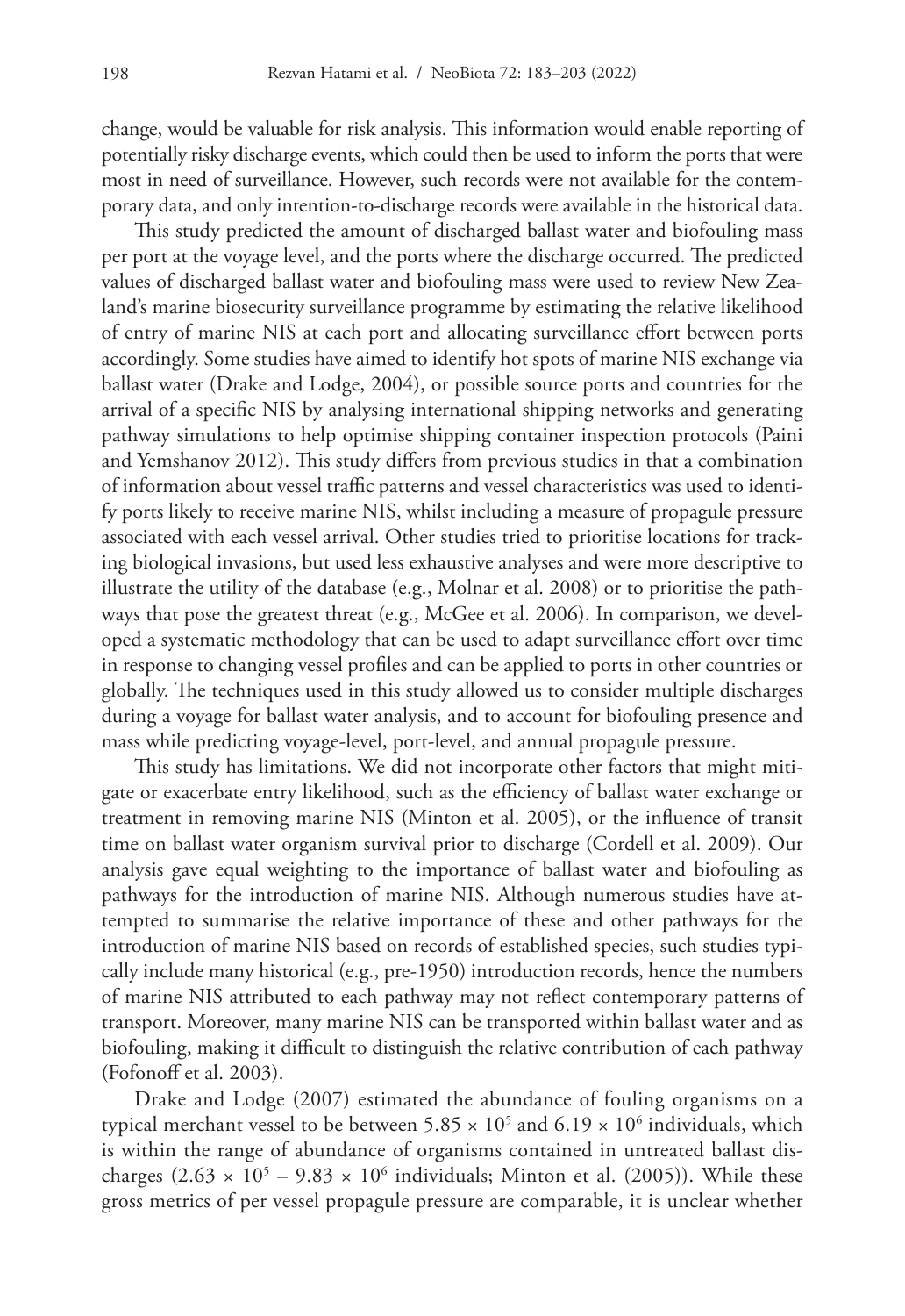change, would be valuable for risk analysis. This information would enable reporting of potentially risky discharge events, which could then be used to inform the ports that were most in need of surveillance. However, such records were not available for the contemporary data, and only intention-to-discharge records were available in the historical data.

This study predicted the amount of discharged ballast water and biofouling mass per port at the voyage level, and the ports where the discharge occurred. The predicted values of discharged ballast water and biofouling mass were used to review New Zealand's marine biosecurity surveillance programme by estimating the relative likelihood of entry of marine NIS at each port and allocating surveillance effort between ports accordingly. Some studies have aimed to identify hot spots of marine NIS exchange via ballast water (Drake and Lodge, 2004), or possible source ports and countries for the arrival of a specific NIS by analysing international shipping networks and generating pathway simulations to help optimise shipping container inspection protocols (Paini and Yemshanov 2012). This study differs from previous studies in that a combination of information about vessel traffic patterns and vessel characteristics was used to identify ports likely to receive marine NIS, whilst including a measure of propagule pressure associated with each vessel arrival. Other studies tried to prioritise locations for tracking biological invasions, but used less exhaustive analyses and were more descriptive to illustrate the utility of the database (e.g., Molnar et al. 2008) or to prioritise the pathways that pose the greatest threat (e.g., McGee et al. 2006). In comparison, we developed a systematic methodology that can be used to adapt surveillance effort over time in response to changing vessel profiles and can be applied to ports in other countries or globally. The techniques used in this study allowed us to consider multiple discharges during a voyage for ballast water analysis, and to account for biofouling presence and mass while predicting voyage-level, port-level, and annual propagule pressure.

This study has limitations. We did not incorporate other factors that might mitigate or exacerbate entry likelihood, such as the efficiency of ballast water exchange or treatment in removing marine NIS (Minton et al. 2005), or the influence of transit time on ballast water organism survival prior to discharge (Cordell et al. 2009). Our analysis gave equal weighting to the importance of ballast water and biofouling as pathways for the introduction of marine NIS. Although numerous studies have attempted to summarise the relative importance of these and other pathways for the introduction of marine NIS based on records of established species, such studies typically include many historical (e.g., pre-1950) introduction records, hence the numbers of marine NIS attributed to each pathway may not reflect contemporary patterns of transport. Moreover, many marine NIS can be transported within ballast water and as biofouling, making it difficult to distinguish the relative contribution of each pathway (Fofonoff et al. 2003).

Drake and Lodge (2007) estimated the abundance of fouling organisms on a typical merchant vessel to be between $5.85 \times 10^5$ and $6.19 \times 10^6$ individuals, which is within the range of abundance of organisms contained in untreated ballast discharges ($2.63 \times 10^5 - 9.83 \times 10^6$ individuals; Minton et al. (2005)). While these gross metrics of per vessel propagule pressure are comparable, it is unclear whether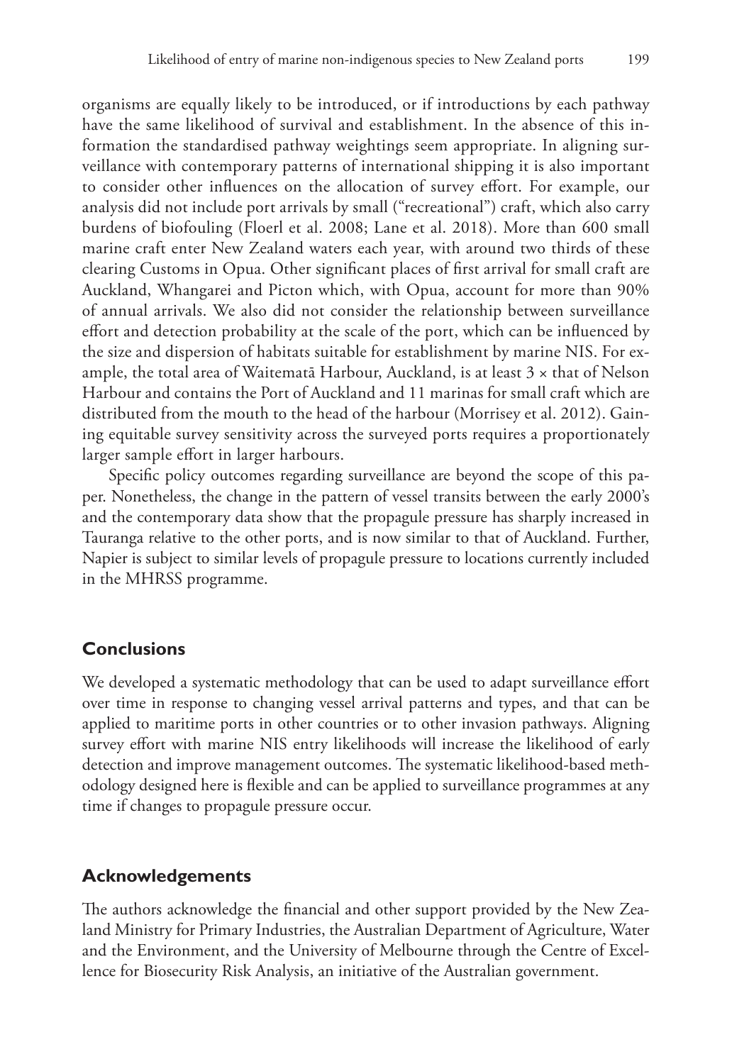organisms are equally likely to be introduced, or if introductions by each pathway have the same likelihood of survival and establishment. In the absence of this information the standardised pathway weightings seem appropriate. In aligning surveillance with contemporary patterns of international shipping it is also important to consider other influences on the allocation of survey effort. For example, our analysis did not include port arrivals by small ("recreational") craft, which also carry burdens of biofouling (Floerl et al. 2008; Lane et al. 2018). More than 600 small marine craft enter New Zealand waters each year, with around two thirds of these clearing Customs in Opua. Other significant places of first arrival for small craft are Auckland, Whangarei and Picton which, with Opua, account for more than 90% of annual arrivals. We also did not consider the relationship between surveillance effort and detection probability at the scale of the port, which can be influenced by the size and dispersion of habitats suitable for establishment by marine NIS. For example, the total area of Waitematā Harbour, Auckland, is at least 3 × that of Nelson Harbour and contains the Port of Auckland and 11 marinas for small craft which are distributed from the mouth to the head of the harbour (Morrisey et al. 2012). Gaining equitable survey sensitivity across the surveyed ports requires a proportionately larger sample effort in larger harbours.

Specific policy outcomes regarding surveillance are beyond the scope of this paper. Nonetheless, the change in the pattern of vessel transits between the early 2000's and the contemporary data show that the propagule pressure has sharply increased in Tauranga relative to the other ports, and is now similar to that of Auckland. Further, Napier is subject to similar levels of propagule pressure to locations currently included in the MHRSS programme.

## Conclusions

We developed a systematic methodology that can be used to adapt surveillance effort over time in response to changing vessel arrival patterns and types, and that can be applied to maritime ports in other countries or to other invasion pathways. Aligning survey effort with marine NIS entry likelihoods will increase the likelihood of early detection and improve management outcomes. The systematic likelihood-based methodology designed here is flexible and can be applied to surveillance programmes at any time if changes to propagule pressure occur.

## Acknowledgements

The authors acknowledge the financial and other support provided by the New Zealand Ministry for Primary Industries, the Australian Department of Agriculture, Water and the Environment, and the University of Melbourne through the Centre of Excellence for Biosecurity Risk Analysis, an initiative of the Australian government.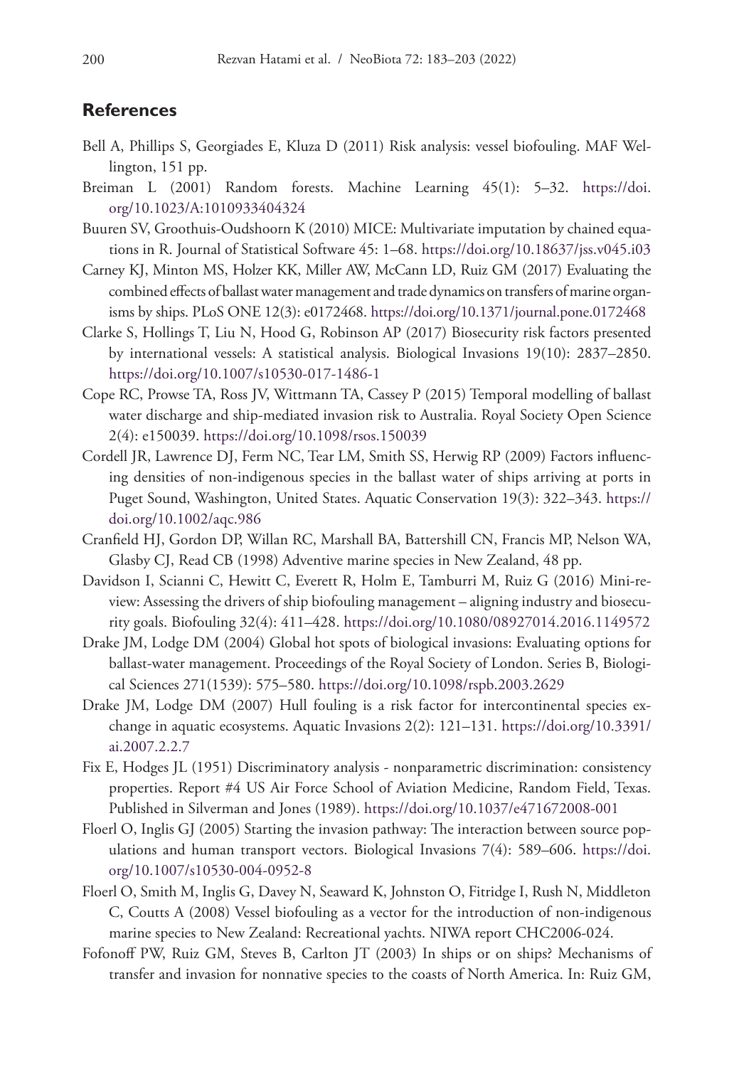## References

Bell A, Phillips S, Georgiades E, Kluza D (2011) Risk analysis: vessel biofouling. MAF Wellington, 151 pp.

Breiman L (2001) Random forests. Machine Learning 45(1): 5–32. https://doi.org/10.1023/A:1010933404324

Buuren SV, Groothuis-Oudshoorn K (2010) MICE: Multivariate imputation by chained equations in R. Journal of Statistical Software 45: 1–68. https://doi.org/10.18637/jss.v045.i03

Carney KJ, Minton MS, Holzer KK, Miller AW, McCann LD, Ruiz GM (2017) Evaluating the combined effects of ballast water management and trade dynamics on transfers of marine organisms by ships. PLoS ONE 12(3): e0172468. https://doi.org/10.1371/journal.pone.0172468

Clarke S, Hollings T, Liu N, Hood G, Robinson AP (2017) Biosecurity risk factors presented by international vessels: A statistical analysis. Biological Invasions 19(10): 2837–2850. https://doi.org/10.1007/s10530-017-1486-1

Cope RC, Prowse TA, Ross JV, Wittmann TA, Cassey P (2015) Temporal modelling of ballast water discharge and ship-mediated invasion risk to Australia. Royal Society Open Science 2(4): e150039. https://doi.org/10.1098/rsos.150039

Cordell JR, Lawrence DJ, Ferm NC, Tear LM, Smith SS, Herwig RP (2009) Factors influencing densities of non-indigenous species in the ballast water of ships arriving at ports in Puget Sound, Washington, United States. Aquatic Conservation 19(3): 322–343. https://doi.org/10.1002/aqc.986

Cranfield HJ, Gordon DP, Willan RC, Marshall BA, Battershill CN, Francis MP, Nelson WA, Glasby CJ, Read CB (1998) Adventive marine species in New Zealand, 48 pp.

Davidson I, Scianni C, Hewitt C, Everett R, Holm E, Tamburri M, Ruiz G (2016) Mini-review: Assessing the drivers of ship biofouling management – aligning industry and biosecurity goals. Biofouling 32(4): 411–428. https://doi.org/10.1080/08927014.2016.1149572

Drake JM, Lodge DM (2004) Global hot spots of biological invasions: Evaluating options for ballast-water management. Proceedings of the Royal Society of London. Series B, Biological Sciences 271(1539): 575–580. https://doi.org/10.1098/rspb.2003.2629

Drake JM, Lodge DM (2007) Hull fouling is a risk factor for intercontinental species exchange in aquatic ecosystems. Aquatic Invasions 2(2): 121–131. https://doi.org/10.3391/ai.2007.2.2.7

Fix E, Hodges JL (1951) Discriminatory analysis - nonparametric discrimination: consistency properties. Report #4 US Air Force School of Aviation Medicine, Random Field, Texas. Published in Silverman and Jones (1989). https://doi.org/10.1037/e471672008-001

Floerl O, Inglis GJ (2005) Starting the invasion pathway: The interaction between source populations and human transport vectors. Biological Invasions 7(4): 589–606. https://doi.org/10.1007/s10530-004-0952-8

Floerl O, Smith M, Inglis G, Davey N, Seaward K, Johnston O, Fitridge I, Rush N, Middleton C, Coutts A (2008) Vessel biofouling as a vector for the introduction of non-indigenous marine species to New Zealand: Recreational yachts. NIWA report CHC2006-024.

Fofonoff PW, Ruiz GM, Steves B, Carlton JT (2003) In ships or on ships? Mechanisms of transfer and invasion for nonnative species to the coasts of North America. In: Ruiz GM,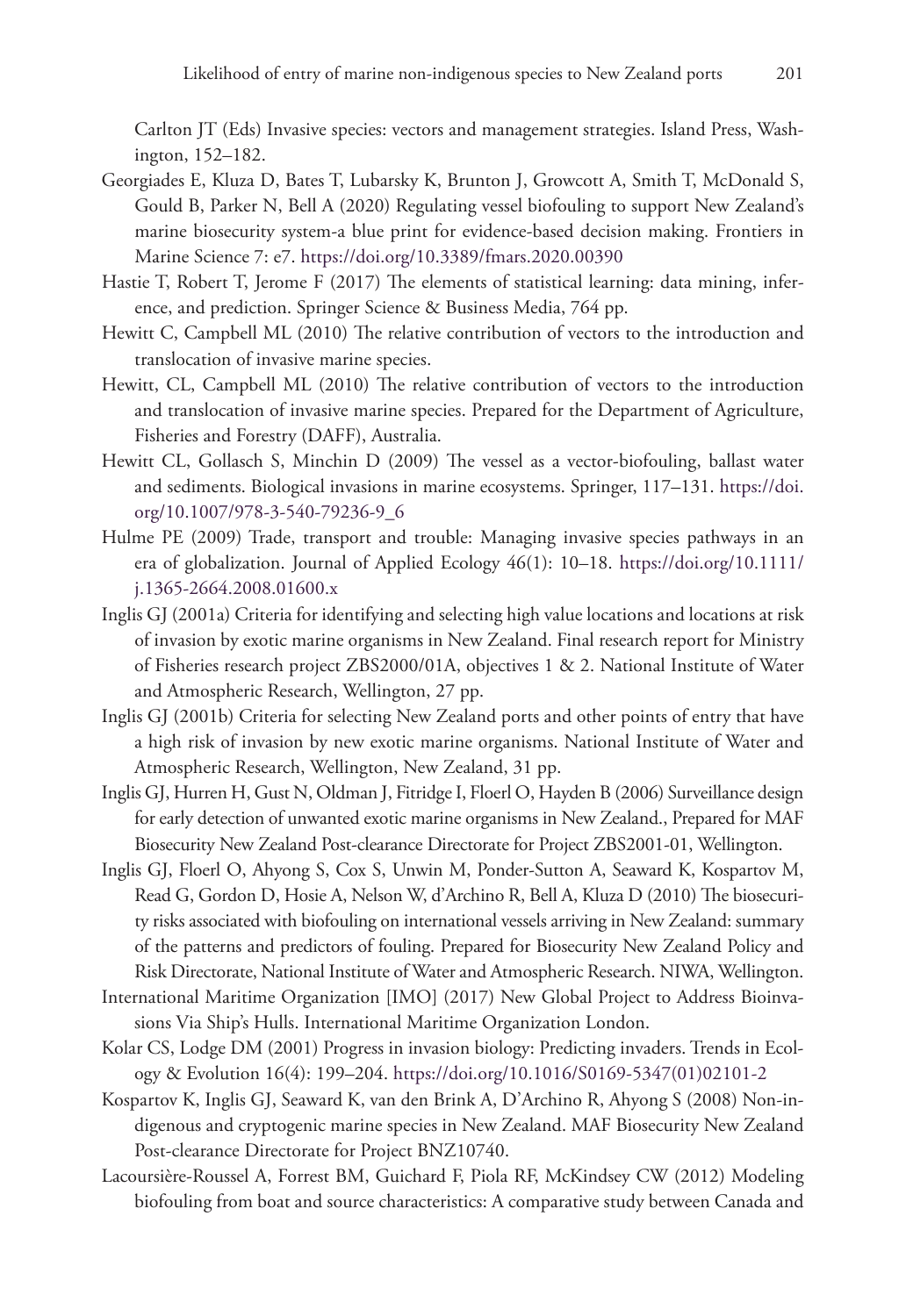Carlton JT (Eds) Invasive species: vectors and management strategies. Island Press, Washington, 152–182.

Georgiades E, Kluza D, Bates T, Lubarsky K, Brunton J, Growcott A, Smith T, McDonald S, Gould B, Parker N, Bell A (2020) Regulating vessel biofouling to support New Zealand's marine biosecurity system-a blue print for evidence-based decision making. Frontiers in Marine Science 7: e7. https://doi.org/10.3389/fmars.2020.00390

Hastie T, Robert T, Jerome F (2017) The elements of statistical learning: data mining, inference, and prediction. Springer Science & Business Media, 764 pp.

Hewitt C, Campbell ML (2010) The relative contribution of vectors to the introduction and translocation of invasive marine species.

Hewitt, CL, Campbell ML (2010) The relative contribution of vectors to the introduction and translocation of invasive marine species. Prepared for the Department of Agriculture, Fisheries and Forestry (DAFF), Australia.

Hewitt CL, Gollasch S, Minchin D (2009) The vessel as a vector-biofouling, ballast water and sediments. Biological invasions in marine ecosystems. Springer, 117–131. https://doi.org/10.1007/978-3-540-79236-9_6

Hulme PE (2009) Trade, transport and trouble: Managing invasive species pathways in an era of globalization. Journal of Applied Ecology 46(1): 10–18. https://doi.org/10.1111/j.1365-2664.2008.01600.x

Inglis GJ (2001a) Criteria for identifying and selecting high value locations and locations at risk of invasion by exotic marine organisms in New Zealand. Final research report for Ministry of Fisheries research project ZBS2000/01A, objectives 1 & 2. National Institute of Water and Atmospheric Research, Wellington, 27 pp.

Inglis GJ (2001b) Criteria for selecting New Zealand ports and other points of entry that have a high risk of invasion by new exotic marine organisms. National Institute of Water and Atmospheric Research, Wellington, New Zealand, 31 pp.

Inglis GJ, Hurren H, Gust N, Oldman J, Fitridge I, Floerl O, Hayden B (2006) Surveillance design for early detection of unwanted exotic marine organisms in New Zealand., Prepared for MAF Biosecurity New Zealand Post-clearance Directorate for Project ZBS2001-01, Wellington.

Inglis GJ, Floerl O, Ahyong S, Cox S, Unwin M, Ponder-Sutton A, Seaward K, Kospartov M, Read G, Gordon D, Hosie A, Nelson W, d'Archino R, Bell A, Kluza D (2010) The biosecurity risks associated with biofouling on international vessels arriving in New Zealand: summary of the patterns and predictors of fouling. Prepared for Biosecurity New Zealand Policy and Risk Directorate, National Institute of Water and Atmospheric Research. NIWA, Wellington.

International Maritime Organization [IMO] (2017) New Global Project to Address Bioinvasions Via Ship's Hulls. International Maritime Organization London.

Kolar CS, Lodge DM (2001) Progress in invasion biology: Predicting invaders. Trends in Ecology & Evolution 16(4): 199–204. https://doi.org/10.1016/S0169-5347(01)02101-2

Kospartov K, Inglis GJ, Seaward K, van den Brink A, D'Archino R, Ahyong S (2008) Non-indigenous and cryptogenic marine species in New Zealand. MAF Biosecurity New Zealand Post-clearance Directorate for Project BNZ10740.

Lacoursière-Roussel A, Forrest BM, Guichard F, Piola RF, McKindsey CW (2012) Modeling biofouling from boat and source characteristics: A comparative study between Canada and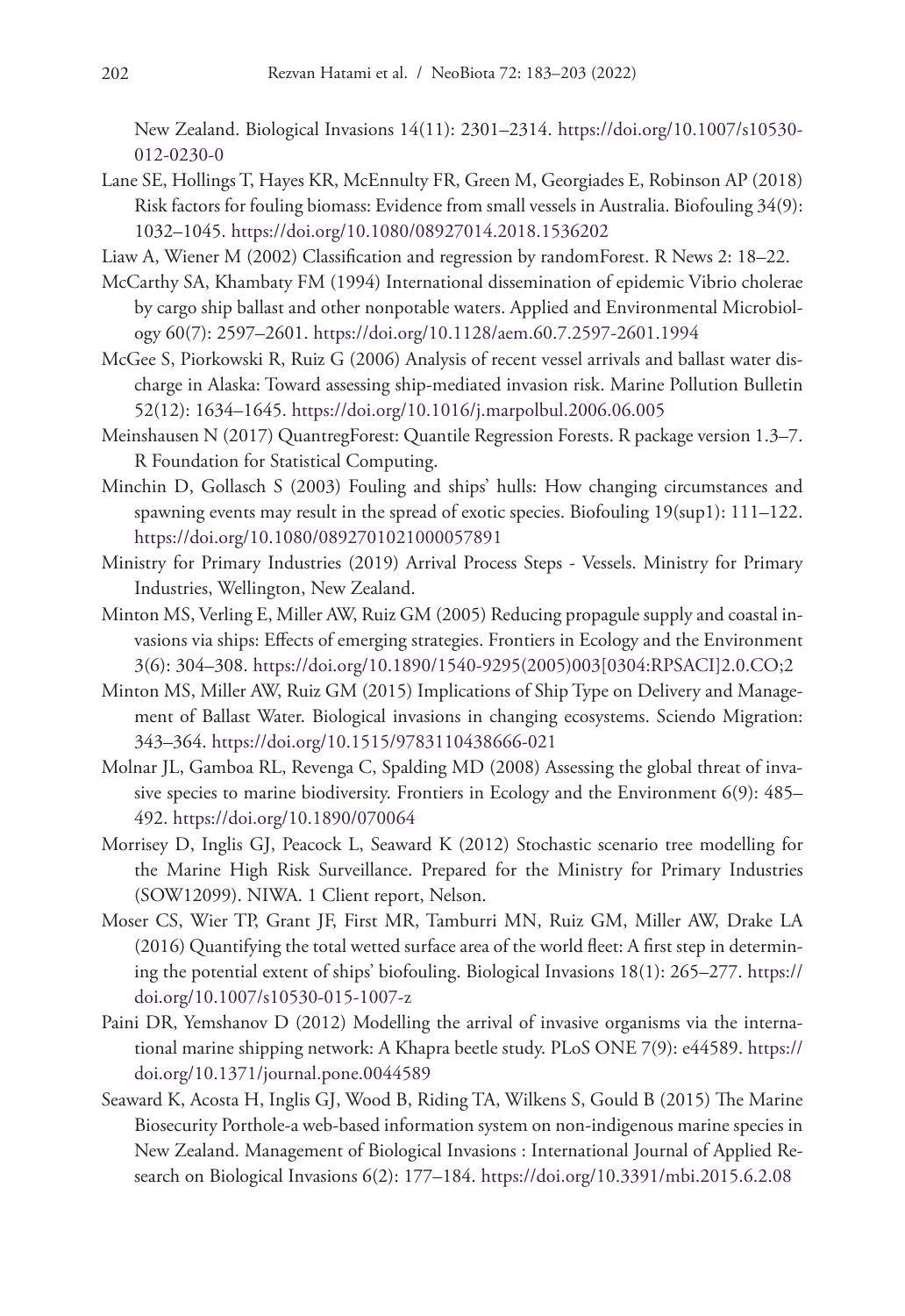New Zealand. Biological Invasions 14(11): 2301–2314. https://doi.org/10.1007/s10530-012-0230-0

Lane SE, Hollings T, Hayes KR, McEnnulty FR, Green M, Georgiades E, Robinson AP (2018) Risk factors for fouling biomass: Evidence from small vessels in Australia. Biofouling 34(9): 1032–1045. https://doi.org/10.1080/08927014.2018.1536202

Liaw A, Wiener M (2002) Classification and regression by randomForest. R News 2: 18–22.

McCarthy SA, Khambaty FM (1994) International dissemination of epidemic Vibrio cholerae by cargo ship ballast and other nonpotable waters. Applied and Environmental Microbiology 60(7): 2597–2601. https://doi.org/10.1128/aem.60.7.2597-2601.1994

McGee S, Piorkowski R, Ruiz G (2006) Analysis of recent vessel arrivals and ballast water discharge in Alaska: Toward assessing ship-mediated invasion risk. Marine Pollution Bulletin 52(12): 1634–1645. https://doi.org/10.1016/j.marpolbul.2006.06.005

Meinshausen N (2017) QuantregForest: Quantile Regression Forests. R package version 1.3–7. R Foundation for Statistical Computing.

Minchin D, Gollasch S (2003) Fouling and ships' hulls: How changing circumstances and spawning events may result in the spread of exotic species. Biofouling 19(sup1): 111–122. https://doi.org/10.1080/0892701021000057891

Ministry for Primary Industries (2019) Arrival Process Steps - Vessels. Ministry for Primary Industries, Wellington, New Zealand.

Minton MS, Verling E, Miller AW, Ruiz GM (2005) Reducing propagule supply and coastal invasions via ships: Effects of emerging strategies. Frontiers in Ecology and the Environment 3(6): 304–308. https://doi.org/10.1890/1540-9295(2005)003[0304:RPSACI]2.0.CO;2

Minton MS, Miller AW, Ruiz GM (2015) Implications of Ship Type on Delivery and Management of Ballast Water. Biological invasions in changing ecosystems. Sciendo Migration: 343–364. https://doi.org/10.1515/9783110438666-021

Molnar JL, Gamboa RL, Revenga C, Spalding MD (2008) Assessing the global threat of invasive species to marine biodiversity. Frontiers in Ecology and the Environment 6(9): 485–492. https://doi.org/10.1890/070064

Morrisey D, Inglis GJ, Peacock L, Seaward K (2012) Stochastic scenario tree modelling for the Marine High Risk Surveillance. Prepared for the Ministry for Primary Industries (SOW12099). NIWA. 1 Client report, Nelson.

Moser CS, Wier TP, Grant JF, First MR, Tamburri MN, Ruiz GM, Miller AW, Drake LA (2016) Quantifying the total wetted surface area of the world fleet: A first step in determining the potential extent of ships' biofouling. Biological Invasions 18(1): 265–277. https://doi.org/10.1007/s10530-015-1007-z

Paini DR, Yemshanov D (2012) Modelling the arrival of invasive organisms via the international marine shipping network: A Khapra beetle study. PLoS ONE 7(9): e44589. https://doi.org/10.1371/journal.pone.0044589

Seaward K, Acosta H, Inglis GJ, Wood B, Riding TA, Wilkens S, Gould B (2015) The Marine Biosecurity Porthole-a web-based information system on non-indigenous marine species in New Zealand. Management of Biological Invasions : International Journal of Applied Research on Biological Invasions 6(2): 177–184. https://doi.org/10.3391/mbi.2015.6.2.08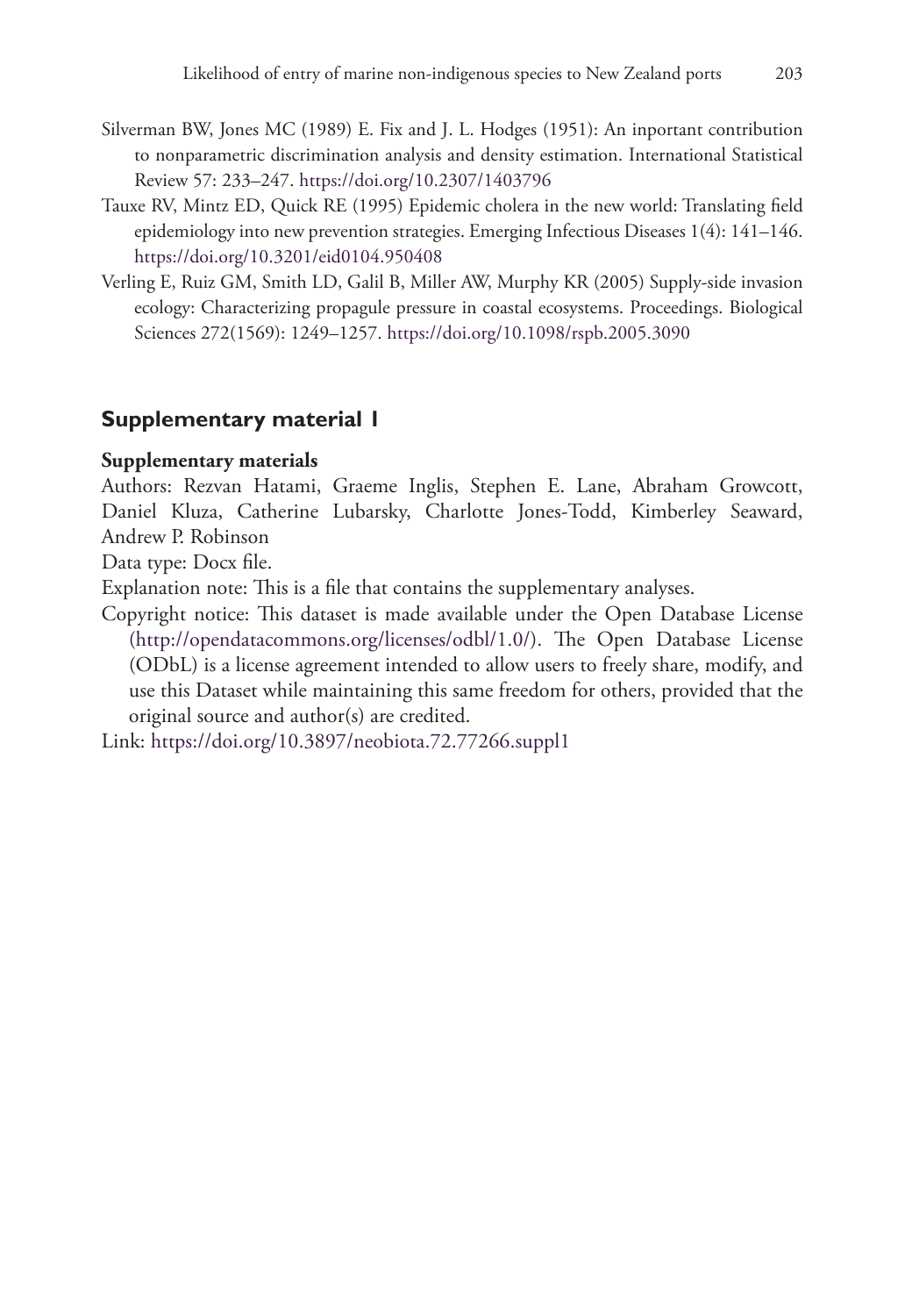Silverman BW, Jones MC (1989) E. Fix and J. L. Hodges (1951): An inportant contribution to nonparametric discrimination analysis and density estimation. International Statistical Review 57: 233–247. https://doi.org/10.2307/1403796

Tauxe RV, Mintz ED, Quick RE (1995) Epidemic cholera in the new world: Translating field epidemiology into new prevention strategies. Emerging Infectious Diseases 1(4): 141–146. https://doi.org/10.3201/eid0104.950408

Verling E, Ruiz GM, Smith LD, Galil B, Miller AW, Murphy KR (2005) Supply-side invasion ecology: Characterizing propagule pressure in coastal ecosystems. Proceedings. Biological Sciences 272(1569): 1249–1257. https://doi.org/10.1098/rspb.2005.3090

## Supplementary material 1

**Supplementary materials**

Authors: Rezvan Hatami, Graeme Inglis, Stephen E. Lane, Abraham Growcott, Daniel Kluza, Catherine Lubarsky, Charlotte Jones-Todd, Kimberley Seaward, Andrew P. Robinson

Data type: Docx file.

Explanation note: This is a file that contains the supplementary analyses.

Copyright notice: This dataset is made available under the Open Database License (http://opendatacommons.org/licenses/odbl/1.0/). The Open Database License (ODbL) is a license agreement intended to allow users to freely share, modify, and use this Dataset while maintaining this same freedom for others, provided that the original source and author(s) are credited.

Link: https://doi.org/10.3897/neobiota.72.77266.suppl1